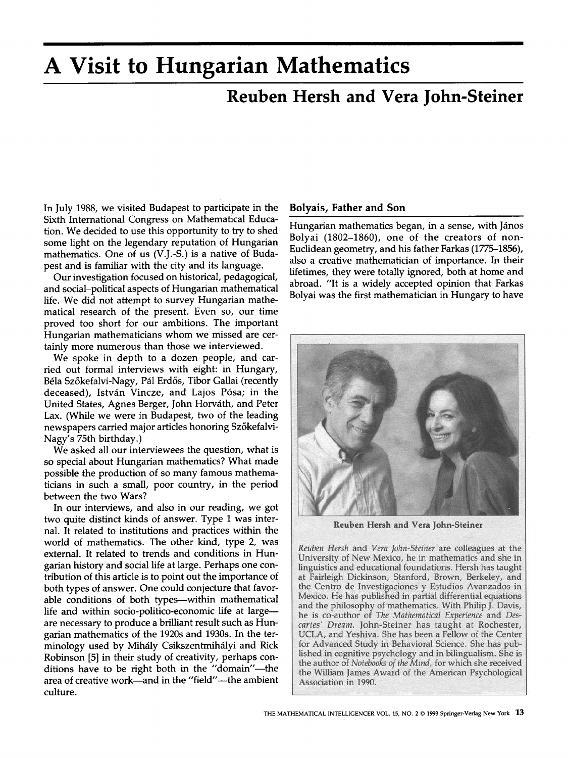# A Visit to Hungarian Mathematics

## Reuben Hersh and Vera John-Steiner

In July 1988, we visited Budapest to participate in the Sixth International Congress on Mathematical Education. We decided to use this opportunity to try to shed some light on the legendary reputation of Hungarian mathematics. One of us (V.J.-S.) is a native of Budapest and is familiar with the city and its language.

Our investigation focused on historical, pedagogical, and social–political aspects of Hungarian mathematical life. We did not attempt to survey Hungarian mathematical research of the present. Even so, our time proved too short for our ambitions. The important Hungarian mathematicians whom we missed are certainly more numerous than those we interviewed.

We spoke in depth to a dozen people, and carried out formal interviews with eight: in Hungary, Béla Szőkefalvi-Nagy, Pál Erdős, Tibor Gallai (recently deceased), István Vincze, and Lajos Pósa; in the United States, Agnes Berger, John Horváth, and Peter Lax. (While we were in Budapest, two of the leading newspapers carried major articles honoring Szőkefalvi-Nagy's 75th birthday.)

We asked all our interviewees the question, what is so special about Hungarian mathematics? What made possible the production of so many famous mathematicians in such a small, poor country, in the period between the two Wars?

In our interviews, and also in our reading, we got two quite distinct kinds of answer. Type 1 was internal. It related to institutions and practices within the world of mathematics. The other kind, type 2, was external. It related to trends and conditions in Hungarian history and social life at large. Perhaps one contribution of this article is to point out the importance of both types of answer. One could conjecture that favorable conditions of both types—within mathematical life and within socio-politico-economic life at large—are necessary to produce a brilliant result such as Hungarian mathematics of the 1920s and 1930s. In the terminology used by Mihály Csikszentmihályi and Rick Robinson [5] in their study of creativity, perhaps conditions have to be right both in the "domain"—the area of creative work—and in the "field"—the ambient culture.

### Bolyais, Father and Son

Hungarian mathematics began, in a sense, with János Bolyai (1802–1860), one of the creators of non-Euclidean geometry, and his father Farkas (1775–1856), also a creative mathematician of importance. In their lifetimes, they were totally ignored, both at home and abroad. "It is a widely accepted opinion that Farkas Bolyai was the first mathematician in Hungary to have

Reuben Hersh and Vera John-Steiner

*Reuben Hersh* and *Vera John-Steiner* are colleagues at the University of New Mexico, he in mathematics and she in linguistics and educational foundations. Hersh has taught at Fairleigh Dickinson, Stanford, Brown, Berkeley, and the Centro de Investigaciones y Estudios Avanzados in Mexico. He has published in partial differential equations and the philosophy of mathematics. With Philip J. Davis, he is co-author of *The Mathematical Experience* and *Descartes' Dream*. John-Steiner has taught at Rochester, UCLA, and Yeshiva. She has been a Fellow of the Center for Advanced Study in Behavioral Science. She has published in cognitive psychology and in bilingualism. She is the author of *Notebooks of the Mind*, for which she received the William James Award of the American Psychological Association in 1990.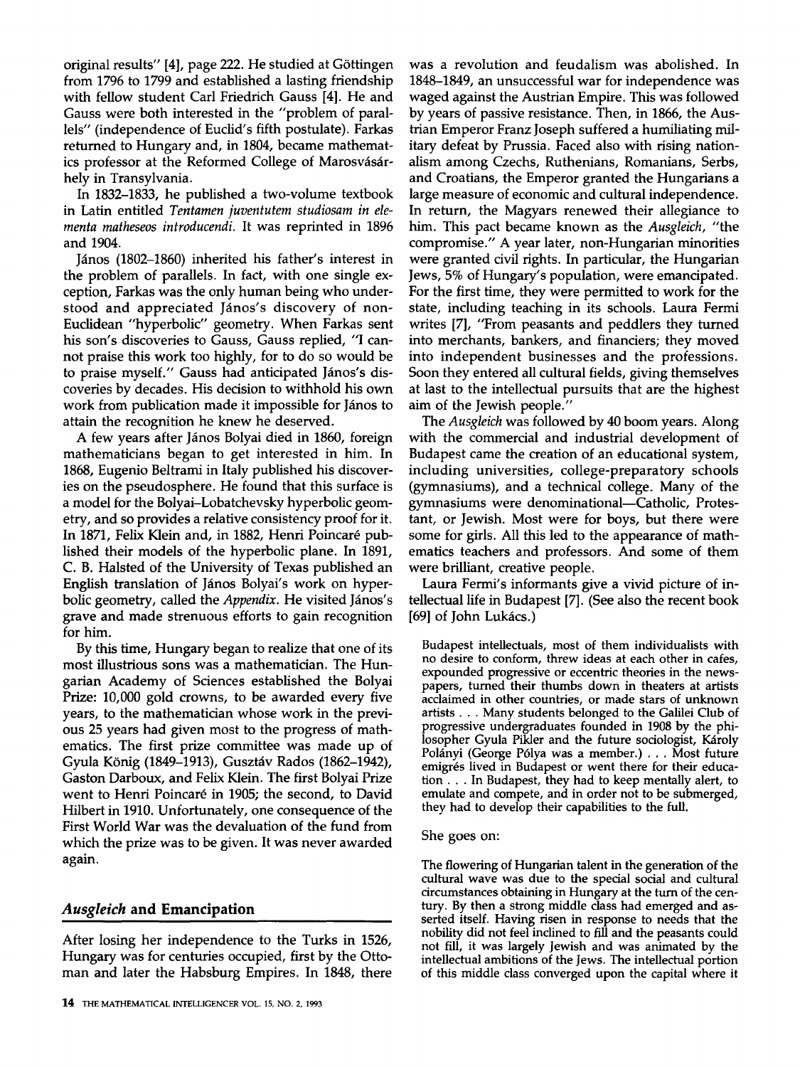original results" [4], page 222. He studied at Göttingen from 1796 to 1799 and established a lasting friendship with fellow student Carl Friedrich Gauss [4]. He and Gauss were both interested in the "problem of parallels" (independence of Euclid's fifth postulate). Farkas returned to Hungary and, in 1804, became mathematics professor at the Reformed College of Marosvásárhely in Transylvania.

In 1832–1833, he published a two-volume textbook in Latin entitled *Tentamen juventutem studiosam in elementa matheseos introducendi.* It was reprinted in 1896 and 1904.

János (1802–1860) inherited his father's interest in the problem of parallels. In fact, with one single exception, Farkas was the only human being who understood and appreciated János's discovery of non-Euclidean "hyperbolic" geometry. When Farkas sent his son's discoveries to Gauss, Gauss replied, "I cannot praise this work too highly, for to do so would be to praise myself." Gauss had anticipated János's discoveries by decades. His decision to withhold his own work from publication made it impossible for János to attain the recognition he knew he deserved.

A few years after János Bolyai died in 1860, foreign mathematicians began to get interested in him. In 1868, Eugenio Beltrami in Italy published his discoveries on the pseudosphere. He found that this surface is a model for the Bolyai–Lobatchevsky hyperbolic geometry, and so provides a relative consistency proof for it. In 1871, Felix Klein and, in 1882, Henri Poincaré published their models of the hyperbolic plane. In 1891, C. B. Halsted of the University of Texas published an English translation of János Bolyai's work on hyperbolic geometry, called the *Appendix*. He visited János's grave and made strenuous efforts to gain recognition for him.

By this time, Hungary began to realize that one of its most illustrious sons was a mathematician. The Hungarian Academy of Sciences established the Bolyai Prize: 10,000 gold crowns, to be awarded every five years, to the mathematician whose work in the previous 25 years had given most to the progress of mathematics. The first prize committee was made up of Gyula König (1849–1913), Gusztáv Rados (1862–1942), Gaston Darboux, and Felix Klein. The first Bolyai Prize went to Henri Poincaré in 1905; the second, to David Hilbert in 1910. Unfortunately, one consequence of the First World War was the devaluation of the fund from which the prize was to be given. It was never awarded again.

## *Ausgleich* and Emancipation

After losing her independence to the Turks in 1526, Hungary was for centuries occupied, first by the Ottoman and later the Habsburg Empires. In 1848, there was a revolution and feudalism was abolished. In 1848–1849, an unsuccessful war for independence was waged against the Austrian Empire. This was followed by years of passive resistance. Then, in 1866, the Austrian Emperor Franz Joseph suffered a humiliating military defeat by Prussia. Faced also with rising nationalism among Czechs, Ruthenians, Romanians, Serbs, and Croatians, the Emperor granted the Hungarians a large measure of economic and cultural independence. In return, the Magyars renewed their allegiance to him. This pact became known as the *Ausgleich*, "the compromise." A year later, non-Hungarian minorities were granted civil rights. In particular, the Hungarian Jews, 5% of Hungary's population, were emancipated. For the first time, they were permitted to work for the state, including teaching in its schools. Laura Fermi writes [7], "From peasants and peddlers they turned into merchants, bankers, and financiers; they moved into independent businesses and the professions. Soon they entered all cultural fields, giving themselves at last to the intellectual pursuits that are the highest aim of the Jewish people."

The *Ausgleich* was followed by 40 boom years. Along with the commercial and industrial development of Budapest came the creation of an educational system, including universities, college-preparatory schools (gymnasiums), and a technical college. Many of the gymnasiums were denominational—Catholic, Protestant, or Jewish. Most were for boys, but there were some for girls. All this led to the appearance of mathematics teachers and professors. And some of them were brilliant, creative people.

Laura Fermi's informants give a vivid picture of intellectual life in Budapest [7]. (See also the recent book [69] of John Lukács.)

> Budapest intellectuals, most of them individualists with no desire to conform, threw ideas at each other in cafes, expounded progressive or eccentric theories in the newspapers, turned their thumbs down in theaters at artists acclaimed in other countries, or made stars of unknown artists . . . Many students belonged to the Galilei Club of progressive undergraduates founded in 1908 by the philosopher Gyula Pikler and the future sociologist, Károly Polányi (George Pólya was a member.) . . . Most future emigrés lived in Budapest or went there for their education . . . In Budapest, they had to keep mentally alert, to emulate and compete, and in order not to be submerged, they had to develop their capabilities to the full.

She goes on:

> The flowering of Hungarian talent in the generation of the cultural wave was due to the special social and cultural circumstances obtaining in Hungary at the turn of the century. By then a strong middle class had emerged and asserted itself. Having risen in response to needs that the nobility did not feel inclined to fill and the peasants could not fill, it was largely Jewish and was animated by the intellectual ambitions of the Jews. The intellectual portion of this middle class converged upon the capital where it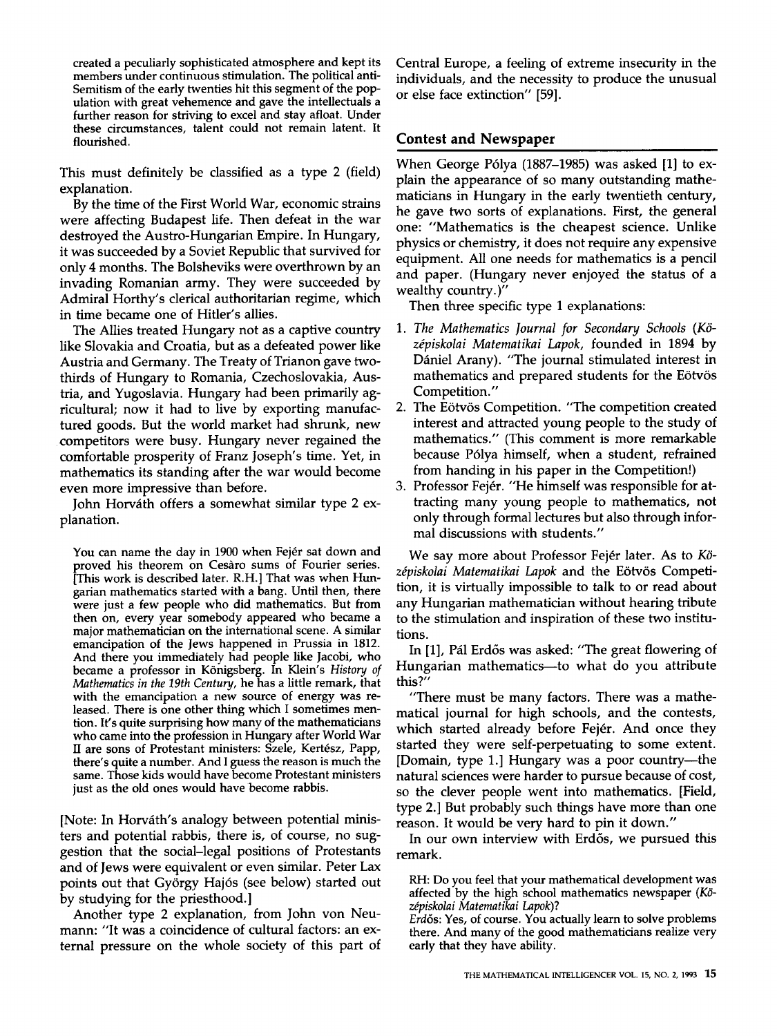> created a peculiarly sophisticated atmosphere and kept its members under continuous stimulation. The political anti-Semitism of the early twenties hit this segment of the population with great vehemence and gave the intellectuals a further reason for striving to excel and stay afloat. Under these circumstances, talent could not remain latent. It flourished.

This must definitely be classified as a type 2 (field) explanation.

By the time of the First World War, economic strains were affecting Budapest life. Then defeat in the war destroyed the Austro-Hungarian Empire. In Hungary, it was succeeded by a Soviet Republic that survived for only 4 months. The Bolsheviks were overthrown by an invading Romanian army. They were succeeded by Admiral Horthy's clerical authoritarian regime, which in time became one of Hitler's allies.

The Allies treated Hungary not as a captive country like Slovakia and Croatia, but as a defeated power like Austria and Germany. The Treaty of Trianon gave two-thirds of Hungary to Romania, Czechoslovakia, Austria, and Yugoslavia. Hungary had been primarily agricultural; now it had to live by exporting manufactured goods. But the world market had shrunk, new competitors were busy. Hungary never regained the comfortable prosperity of Franz Joseph's time. Yet, in mathematics its standing after the war would become even more impressive than before.

John Horváth offers a somewhat similar type 2 explanation.

> You can name the day in 1900 when Fejér sat down and proved his theorem on Cesàro sums of Fourier series. [This work is described later. R.H.] That was when Hungarian mathematics started with a bang. Until then, there were just a few people who did mathematics. But from then on, every year somebody appeared who became a major mathematician on the international scene. A similar emancipation of the Jews happened in Prussia in 1812. And there you immediately had people like Jacobi, who became a professor in Königsberg. In Klein's *History of Mathematics in the 19th Century*, he has a little remark, that with the emancipation a new source of energy was released. There is one other thing which I sometimes mention. It's quite surprising how many of the mathematicians who came into the profession in Hungary after World War II are sons of Protestant ministers: Szele, Kertész, Papp, there's quite a number. And I guess the reason is much the same. Those kids would have become Protestant ministers just as the old ones would have become rabbis.

[Note: In Horváth's analogy between potential ministers and potential rabbis, there is, of course, no suggestion that the social–legal positions of Protestants and of Jews were equivalent or even similar. Peter Lax points out that György Hajós (see below) started out by studying for the priesthood.]

Another type 2 explanation, from John von Neumann: "It was a coincidence of cultural factors: an external pressure on the whole society of this part of Central Europe, a feeling of extreme insecurity in the individuals, and the necessity to produce the unusual or else face extinction" [59].

## Contest and Newspaper

When George Pólya (1887–1985) was asked [1] to explain the appearance of so many outstanding mathematicians in Hungary in the early twentieth century, he gave two sorts of explanations. First, the general one: "Mathematics is the cheapest science. Unlike physics or chemistry, it does not require any expensive equipment. All one needs for mathematics is a pencil and paper. (Hungary never enjoyed the status of a wealthy country.)"

Then three specific type 1 explanations:

1. *The Mathematics Journal for Secondary Schools* (*Középiskolai Matematikai Lapok*, founded in 1894 by Dániel Arany). "The journal stimulated interest in mathematics and prepared students for the Eötvös Competition."
2. The Eötvös Competition. "The competition created interest and attracted young people to the study of mathematics." (This comment is more remarkable because Pólya himself, when a student, refrained from handing in his paper in the Competition!)
3. Professor Fejér. "He himself was responsible for attracting many young people to mathematics, not only through formal lectures but also through informal discussions with students."

We say more about Professor Fejér later. As to *Középiskolai Matematikai Lapok* and the Eötvös Competition, it is virtually impossible to talk to or read about any Hungarian mathematician without hearing tribute to the stimulation and inspiration of these two institutions.

In [1], Pál Erdős was asked: "The great flowering of Hungarian mathematics—to what do you attribute this?"

"There must be many factors. There was a mathematical journal for high schools, and the contests, which started already before Fejér. And once they started they were self-perpetuating to some extent. [Domain, type 1.] Hungary was a poor country—the natural sciences were harder to pursue because of cost, so the clever people went into mathematics. [Field, type 2.] But probably such things have more than one reason. It would be very hard to pin it down."

In our own interview with Erdős, we pursued this remark.

> RH: Do you feel that your mathematical development was affected by the high school mathematics newspaper (*Középiskolai Matematikai Lapok*)?
>
> Erdős: Yes, of course. You actually learn to solve problems there. And many of the good mathematicians realize very early that they have ability.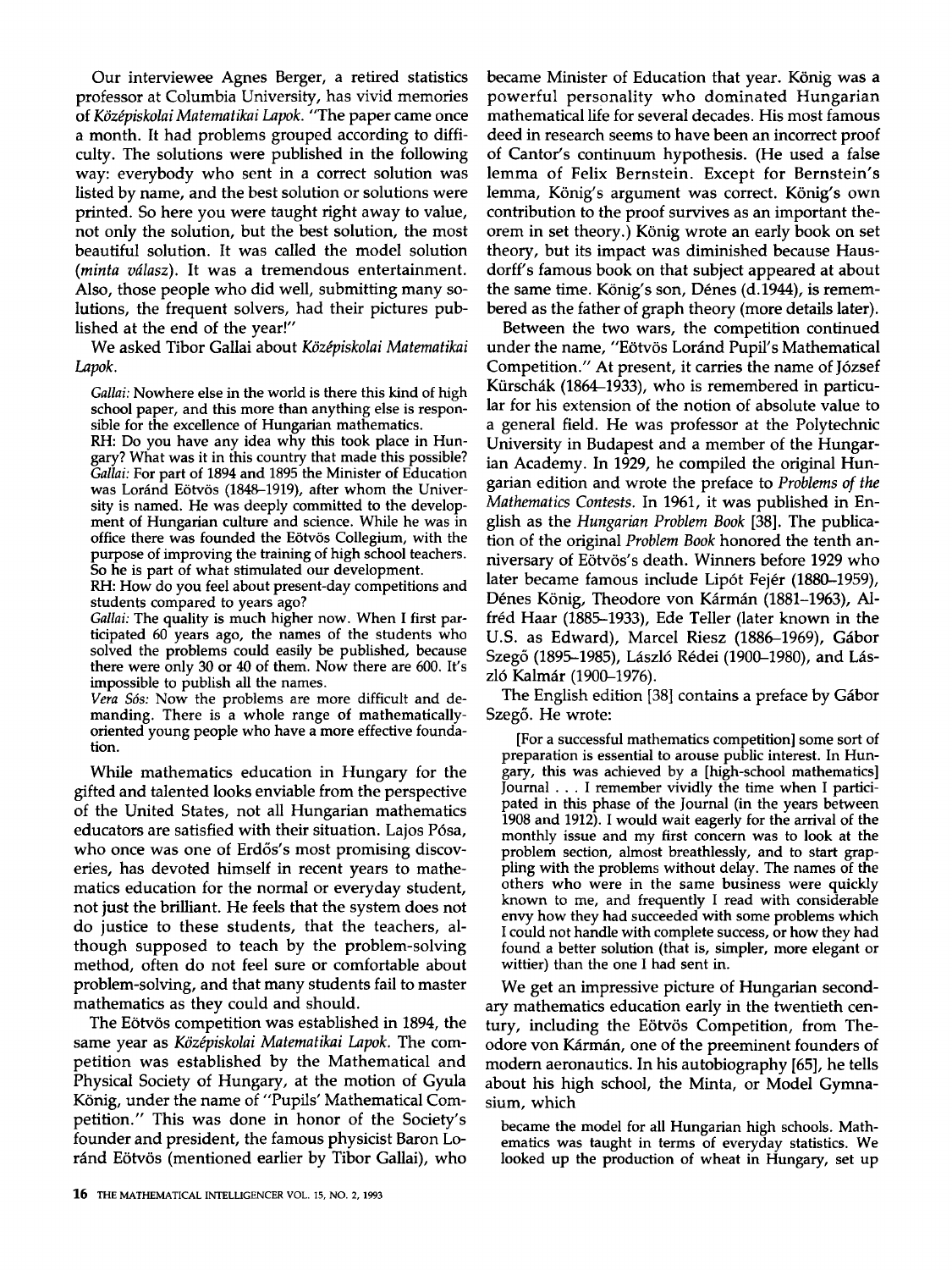Our interviewee Agnes Berger, a retired statistics professor at Columbia University, has vivid memories of *Középiskolai Matematikai Lapok*. "The paper came once a month. It had problems grouped according to difficulty. The solutions were published in the following way: everybody who sent in a correct solution was listed by name, and the best solution or solutions were printed. So here you were taught right away to value, not only the solution, but the best solution, the most beautiful solution. It was called the model solution (*minta válasz*). It was a tremendous entertainment. Also, those people who did well, submitting many solutions, the frequent solvers, had their pictures published at the end of the year!"

We asked Tibor Gallai about *Középiskolai Matematikai Lapok*.

> *Gallai:* Nowhere else in the world is there this kind of high school paper, and this more than anything else is responsible for the excellence of Hungarian mathematics.
>
> RH: Do you have any idea why this took place in Hungary? What was it in this country that made this possible?
>
> *Gallai:* For part of 1894 and 1895 the Minister of Education was Loránd Eötvös (1848–1919), after whom the University is named. He was deeply committed to the development of Hungarian culture and science. While he was in office there was founded the Eötvös Collegium, with the purpose of improving the training of high school teachers. So he is part of what stimulated our development.
>
> RH: How do you feel about present-day competitions and students compared to years ago?
>
> *Gallai:* The quality is much higher now. When I first participated 60 years ago, the names of the students who solved the problems could easily be published, because there were only 30 or 40 of them. Now there are 600. It's impossible to publish all the names.
>
> *Vera Sós:* Now the problems are more difficult and demanding. There is a whole range of mathematically-oriented young people who have a more effective foundation.

While mathematics education in Hungary for the gifted and talented looks enviable from the perspective of the United States, not all Hungarian mathematics educators are satisfied with their situation. Lajos Pósa, who once was one of Erdős's most promising discoveries, has devoted himself in recent years to mathematics education for the normal or everyday student, not just the brilliant. He feels that the system does not do justice to these students, that the teachers, although supposed to teach by the problem-solving method, often do not feel sure or comfortable about problem-solving, and that many students fail to master mathematics as they could and should.

The Eötvös competition was established in 1894, the same year as *Középiskolai Matematikai Lapok*. The competition was established by the Mathematical and Physical Society of Hungary, at the motion of Gyula König, under the name of "Pupils' Mathematical Competition." This was done in honor of the Society's founder and president, the famous physicist Baron Loránd Eötvös (mentioned earlier by Tibor Gallai), who became Minister of Education that year. König was a powerful personality who dominated Hungarian mathematical life for several decades. His most famous deed in research seems to have been an incorrect proof of Cantor's continuum hypothesis. (He used a false lemma of Felix Bernstein. Except for Bernstein's lemma, König's argument was correct. König's own contribution to the proof survives as an important theorem in set theory.) König wrote an early book on set theory, but its impact was diminished because Hausdorff's famous book on that subject appeared at about the same time. König's son, Dénes (d.1944), is remembered as the father of graph theory (more details later).

Between the two wars, the competition continued under the name, "Eötvös Loránd Pupil's Mathematical Competition." At present, it carries the name of József Kürschák (1864–1933), who is remembered in particular for his extension of the notion of absolute value to a general field. He was professor at the Polytechnic University in Budapest and a member of the Hungarian Academy. In 1929, he compiled the original Hungarian edition and wrote the preface to *Problems of the Mathematics Contests*. In 1961, it was published in English as the *Hungarian Problem Book* [38]. The publication of the original *Problem Book* honored the tenth anniversary of Eötvös's death. Winners before 1929 who later became famous include Lipót Fejér (1880–1959), Dénes König, Theodore von Kármán (1881–1963), Alfréd Haar (1885–1933), Ede Teller (later known in the U.S. as Edward), Marcel Riesz (1886–1969), Gábor Szegő (1895–1985), László Rédei (1900–1980), and László Kalmár (1900–1976).

The English edition [38] contains a preface by Gábor Szegő. He wrote:

> [For a successful mathematics competition] some sort of preparation is essential to arouse public interest. In Hungary, this was achieved by a [high-school mathematics] Journal . . . I remember vividly the time when I participated in this phase of the Journal (in the years between 1908 and 1912). I would wait eagerly for the arrival of the monthly issue and my first concern was to look at the problem section, almost breathlessly, and to start grappling with the problems without delay. The names of the others who were in the same business were quickly known to me, and frequently I read with considerable envy how they had succeeded with some problems which I could not handle with complete success, or how they had found a better solution (that is, simpler, more elegant or wittier) than the one I had sent in.

We get an impressive picture of Hungarian secondary mathematics education early in the twentieth century, including the Eötvös Competition, from Theodore von Kármán, one of the preeminent founders of modern aeronautics. In his autobiography [65], he tells about his high school, the Minta, or Model Gymnasium, which

> became the model for all Hungarian high schools. Mathematics was taught in terms of everyday statistics. We looked up the production of wheat in Hungary, set up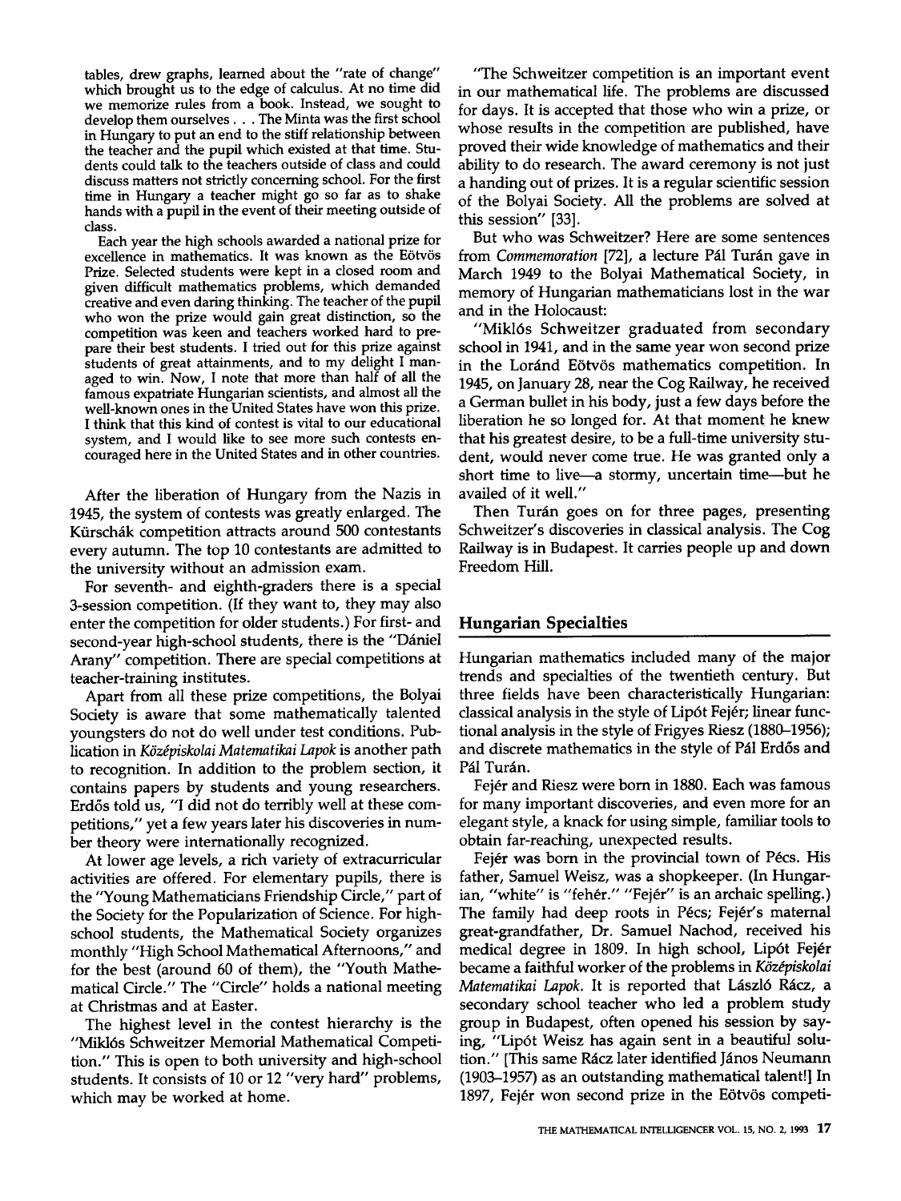tables, drew graphs, learned about the "rate of change" which brought us to the edge of calculus. At no time did we memorize rules from a book. Instead, we sought to develop them ourselves . . . The Minta was the first school in Hungary to put an end to the stiff relationship between the teacher and the pupil which existed at that time. Students could talk to the teachers outside of class and could discuss matters not strictly concerning school. For the first time in Hungary a teacher might go so far as to shake hands with a pupil in the event of their meeting outside of class.

Each year the high schools awarded a national prize for excellence in mathematics. It was known as the Eötvös Prize. Selected students were kept in a closed room and given difficult mathematics problems, which demanded creative and even daring thinking. The teacher of the pupil who won the prize would gain great distinction, so the competition was keen and teachers worked hard to prepare their best students. I tried out for this prize against students of great attainments, and to my delight I managed to win. Now, I note that more than half of all the famous expatriate Hungarian scientists, and almost all the well-known ones in the United States have won this prize. I think that this kind of contest is vital to our educational system, and I would like to see more such contests encouraged here in the United States and in other countries.

After the liberation of Hungary from the Nazis in 1945, the system of contests was greatly enlarged. The Kürschák competition attracts around 500 contestants every autumn. The top 10 contestants are admitted to the university without an admission exam.

For seventh- and eighth-graders there is a special 3-session competition. (If they want to, they may also enter the competition for older students.) For first- and second-year high-school students, there is the "Dániel Arany" competition. There are special competitions at teacher-training institutes.

Apart from all these prize competitions, the Bolyai Society is aware that some mathematically talented youngsters do not do well under test conditions. Publication in *Középiskolai Matematikai Lapok* is another path to recognition. In addition to the problem section, it contains papers by students and young researchers. Erdős told us, "I did not do terribly well at these competitions," yet a few years later his discoveries in number theory were internationally recognized.

At lower age levels, a rich variety of extracurricular activities are offered. For elementary pupils, there is the "Young Mathematicians Friendship Circle," part of the Society for the Popularization of Science. For high-school students, the Mathematical Society organizes monthly "High School Mathematical Afternoons," and for the best (around 60 of them), the "Youth Mathematical Circle." The "Circle" holds a national meeting at Christmas and at Easter.

The highest level in the contest hierarchy is the "Miklós Schweitzer Memorial Mathematical Competition." This is open to both university and high-school students. It consists of 10 or 12 "very hard" problems, which may be worked at home.

"The Schweitzer competition is an important event in our mathematical life. The problems are discussed for days. It is accepted that those who win a prize, or whose results in the competition are published, have proved their wide knowledge of mathematics and their ability to do research. The award ceremony is not just a handing out of prizes. It is a regular scientific session of the Bolyai Society. All the problems are solved at this session" [33].

But who was Schweitzer? Here are some sentences from *Commemoration* [72], a lecture Pál Turán gave in March 1949 to the Bolyai Mathematical Society, in memory of Hungarian mathematicians lost in the war and in the Holocaust:

"Miklós Schweitzer graduated from secondary school in 1941, and in the same year won second prize in the Loránd Eötvös mathematics competition. In 1945, on January 28, near the Cog Railway, he received a German bullet in his body, just a few days before the liberation he so longed for. At that moment he knew that his greatest desire, to be a full-time university student, would never come true. He was granted only a short time to live—a stormy, uncertain time—but he availed of it well."

Then Turán goes on for three pages, presenting Schweitzer's discoveries in classical analysis. The Cog Railway is in Budapest. It carries people up and down Freedom Hill.

## Hungarian Specialties

Hungarian mathematics included many of the major trends and specialties of the twentieth century. But three fields have been characteristically Hungarian: classical analysis in the style of Lipót Fejér; linear functional analysis in the style of Frigyes Riesz (1880–1956); and discrete mathematics in the style of Pál Erdős and Pál Turán.

Fejér and Riesz were born in 1880. Each was famous for many important discoveries, and even more for an elegant style, a knack for using simple, familiar tools to obtain far-reaching, unexpected results.

Fejér was born in the provincial town of Pécs. His father, Samuel Weisz, was a shopkeeper. (In Hungarian, "white" is "fehér." "Fejér" is an archaic spelling.) The family had deep roots in Pécs; Fejér's maternal great-grandfather, Dr. Samuel Nachod, received his medical degree in 1809. In high school, Lipót Fejér became a faithful worker of the problems in *Középiskolai Matematikai Lapok*. It is reported that László Rácz, a secondary school teacher who led a problem study group in Budapest, often opened his session by saying, "Lipót Weisz has again sent in a beautiful solution." [This same Rácz later identified János Neumann (1903–1957) as an outstanding mathematical talent!] In 1897, Fejér won second prize in the Eötvös competi-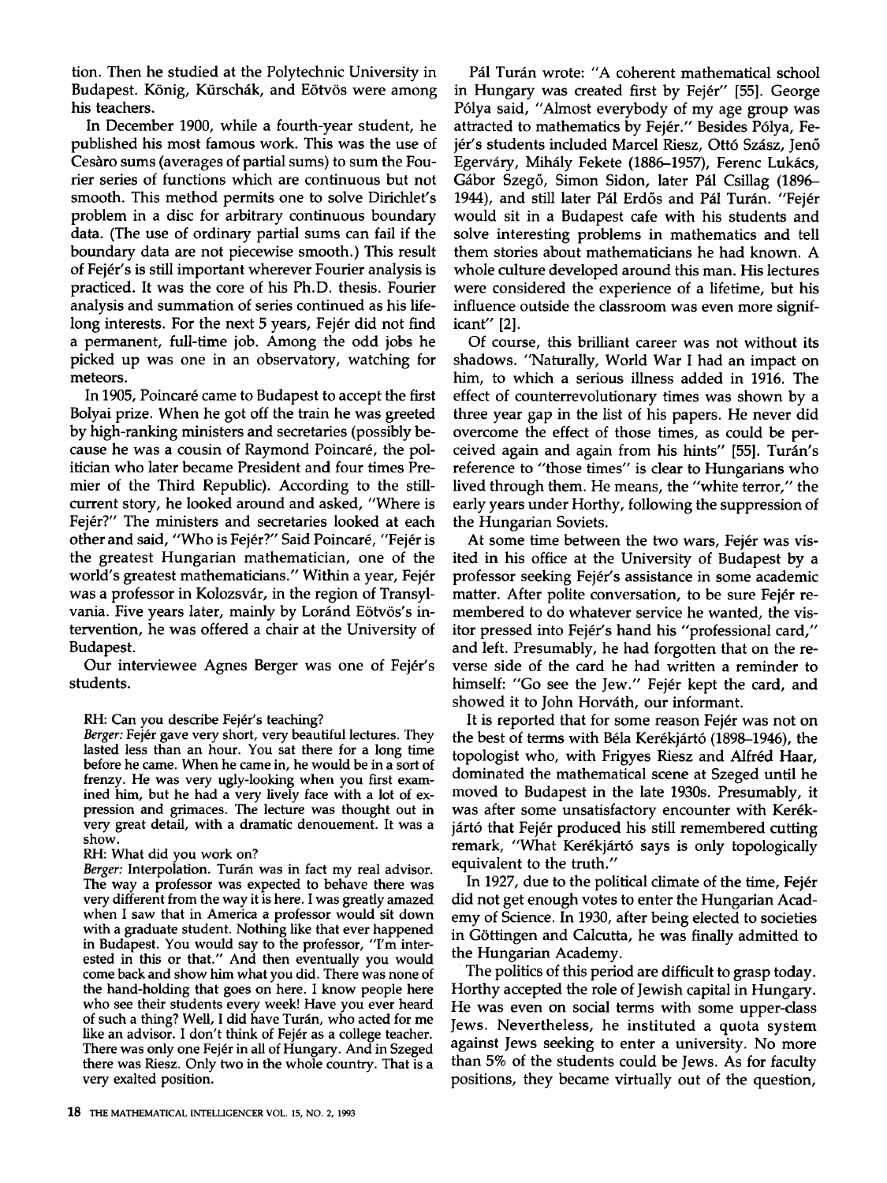tion. Then he studied at the Polytechnic University in Budapest. König, Kürschák, and Eötvös were among his teachers.

In December 1900, while a fourth-year student, he published his most famous work. This was the use of Cesàro sums (averages of partial sums) to sum the Fourier series of functions which are continuous but not smooth. This method permits one to solve Dirichlet's problem in a disc for arbitrary continuous boundary data. (The use of ordinary partial sums can fail if the boundary data are not piecewise smooth.) This result of Fejér's is still important wherever Fourier analysis is practiced. It was the core of his Ph.D. thesis. Fourier analysis and summation of series continued as his lifelong interests. For the next 5 years, Fejér did not find a permanent, full-time job. Among the odd jobs he picked up was one in an observatory, watching for meteors.

In 1905, Poincaré came to Budapest to accept the first Bolyai prize. When he got off the train he was greeted by high-ranking ministers and secretaries (possibly because he was a cousin of Raymond Poincaré, the politician who later became President and four times Premier of the Third Republic). According to the still-current story, he looked around and asked, "Where is Fejér?" The ministers and secretaries looked at each other and said, "Who is Fejér?" Said Poincaré, "Fejér is the greatest Hungarian mathematician, one of the world's greatest mathematicians." Within a year, Fejér was a professor in Kolozsvár, in the region of Transylvania. Five years later, mainly by Loránd Eötvös's intervention, he was offered a chair at the University of Budapest.

Our interviewee Agnes Berger was one of Fejér's students.

RH: Can you describe Fejér's teaching?

*Berger:* Fejér gave very short, very beautiful lectures. They lasted less than an hour. You sat there for a long time before he came. When he came in, he would be in a sort of frenzy. He was very ugly-looking when you first examined him, but he had a very lively face with a lot of expression and grimaces. The lecture was thought out in very great detail, with a dramatic denouement. It was a show.

RH: What did you work on?

*Berger:* Interpolation. Turán was in fact my real advisor. The way a professor was expected to behave there was very different from the way it is here. I was greatly amazed when I saw that in America a professor would sit down with a graduate student. Nothing like that ever happened in Budapest. You would say to the professor, "I'm interested in this or that." And then eventually you would come back and show him what you did. There was none of the hand-holding that goes on here. I know people here who see their students every week! Have you ever heard of such a thing? Well, I did have Turán, who acted for me like an advisor. I don't think of Fejér as a college teacher. There was only one Fejér in all of Hungary. And in Szeged there was Riesz. Only two in the whole country. That is a very exalted position.

Pál Turán wrote: "A coherent mathematical school in Hungary was created first by Fejér" [55]. George Pólya said, "Almost everybody of my age group was attracted to mathematics by Fejér." Besides Pólya, Fejér's students included Marcel Riesz, Ottó Szász, Jenő Egerváry, Mihály Fekete (1886–1957), Ferenc Lukács, Gábor Szegő, Simon Sidon, later Pál Csillag (1896–1944), and still later Pál Erdős and Pál Turán. "Fejér would sit in a Budapest cafe with his students and solve interesting problems in mathematics and tell them stories about mathematicians he had known. A whole culture developed around this man. His lectures were considered the experience of a lifetime, but his influence outside the classroom was even more significant" [2].

Of course, this brilliant career was not without its shadows. "Naturally, World War I had an impact on him, to which a serious illness added in 1916. The effect of counterrevolutionary times was shown by a three year gap in the list of his papers. He never did overcome the effect of those times, as could be perceived again and again from his hints" [55]. Turán's reference to "those times" is clear to Hungarians who lived through them. He means, the "white terror," the early years under Horthy, following the suppression of the Hungarian Soviets.

At some time between the two wars, Fejér was visited in his office at the University of Budapest by a professor seeking Fejér's assistance in some academic matter. After polite conversation, to be sure Fejér remembered to do whatever service he wanted, the visitor pressed into Fejér's hand his "professional card," and left. Presumably, he had forgotten that on the reverse side of the card he had written a reminder to himself: "Go see the Jew." Fejér kept the card, and showed it to John Horváth, our informant.

It is reported that for some reason Fejér was not on the best of terms with Béla Kerékjártó (1898–1946), the topologist who, with Frigyes Riesz and Alfréd Haar, dominated the mathematical scene at Szeged until he moved to Budapest in the late 1930s. Presumably, it was after some unsatisfactory encounter with Kerékjártó that Fejér produced his still remembered cutting remark, "What Kerékjártó says is only topologically equivalent to the truth."

In 1927, due to the political climate of the time, Fejér did not get enough votes to enter the Hungarian Academy of Science. In 1930, after being elected to societies in Göttingen and Calcutta, he was finally admitted to the Hungarian Academy.

The politics of this period are difficult to grasp today. Horthy accepted the role of Jewish capital in Hungary. He was even on social terms with some upper-class Jews. Nevertheless, he instituted a quota system against Jews seeking to enter a university. No more than 5% of the students could be Jews. As for faculty positions, they became virtually out of the question,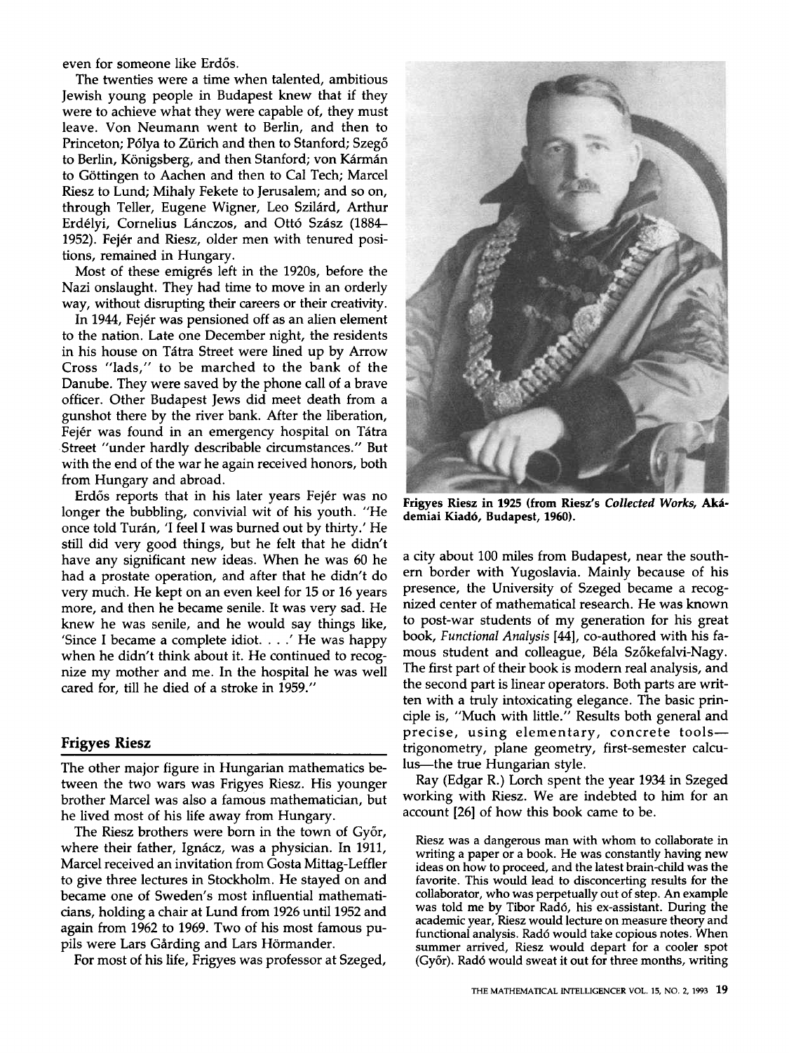even for someone like Erdős.

The twenties were a time when talented, ambitious Jewish young people in Budapest knew that if they were to achieve what they were capable of, they must leave. Von Neumann went to Berlin, and then to Princeton; Pólya to Zürich and then to Stanford; Szegő to Berlin, Königsberg, and then Stanford; von Kármán to Göttingen to Aachen and then to Cal Tech; Marcel Riesz to Lund; Mihaly Fekete to Jerusalem; and so on, through Teller, Eugene Wigner, Leo Szilárd, Arthur Erdélyi, Cornelius Lánczos, and Ottó Szász (1884–1952). Fejér and Riesz, older men with tenured positions, remained in Hungary.

Most of these emigrés left in the 1920s, before the Nazi onslaught. They had time to move in an orderly way, without disrupting their careers or their creativity.

In 1944, Fejér was pensioned off as an alien element to the nation. Late one December night, the residents in his house on Tátra Street were lined up by Arrow Cross "lads," to be marched to the bank of the Danube. They were saved by the phone call of a brave officer. Other Budapest Jews did meet death from a gunshot there by the river bank. After the liberation, Fejér was found in an emergency hospital on Tátra Street "under hardly describable circumstances." But with the end of the war he again received honors, both from Hungary and abroad.

Erdős reports that in his later years Fejér was no longer the bubbling, convivial wit of his youth. "He once told Turán, 'I feel I was burned out by thirty.' He still did very good things, but he felt that he didn't have any significant new ideas. When he was 60 he had a prostate operation, and after that he didn't do very much. He kept on an even keel for 15 or 16 years more, and then he became senile. It was very sad. He knew he was senile, and he would say things like, 'Since I became a complete idiot. . . .' He was happy when he didn't think about it. He continued to recognize my mother and me. In the hospital he was well cared for, till he died of a stroke in 1959."

## Frigyes Riesz

The other major figure in Hungarian mathematics between the two wars was Frigyes Riesz. His younger brother Marcel was also a famous mathematician, but he lived most of his life away from Hungary.

The Riesz brothers were born in the town of Győr, where their father, Ignácz, was a physician. In 1911, Marcel received an invitation from Gosta Mittag-Leffler to give three lectures in Stockholm. He stayed on and became one of Sweden's most influential mathematicians, holding a chair at Lund from 1926 until 1952 and again from 1962 to 1969. Two of his most famous pupils were Lars Gårding and Lars Hörmander.

For most of his life, Frigyes was professor at Szeged, a city about 100 miles from Budapest, near the southern border with Yugoslavia. Mainly because of his presence, the University of Szeged became a recognized center of mathematical research. He was known to post-war students of my generation for his great book, *Functional Analysis* [44], co-authored with his famous student and colleague, Béla Szőkefalvi-Nagy. The first part of their book is modern real analysis, and the second part is linear operators. Both parts are written with a truly intoxicating elegance. The basic principle is, "Much with little." Results both general and precise, using elementary, concrete tools—trigonometry, plane geometry, first-semester calculus—the true Hungarian style.

**Frigyes Riesz in 1925 (from Riesz's *Collected Works*, Akádemiai Kiadó, Budapest, 1960).**

Ray (Edgar R.) Lorch spent the year 1934 in Szeged working with Riesz. We are indebted to him for an account [26] of how this book came to be.

> Riesz was a dangerous man with whom to collaborate in writing a paper or a book. He was constantly having new ideas on how to proceed, and the latest brain-child was the favorite. This would lead to disconcerting results for the collaborator, who was perpetually out of step. An example was told me by Tibor Radó, his ex-assistant. During the academic year, Riesz would lecture on measure theory and functional analysis. Radó would take copious notes. When summer arrived, Riesz would depart for a cooler spot (Győr). Radó would sweat it out for three months, writing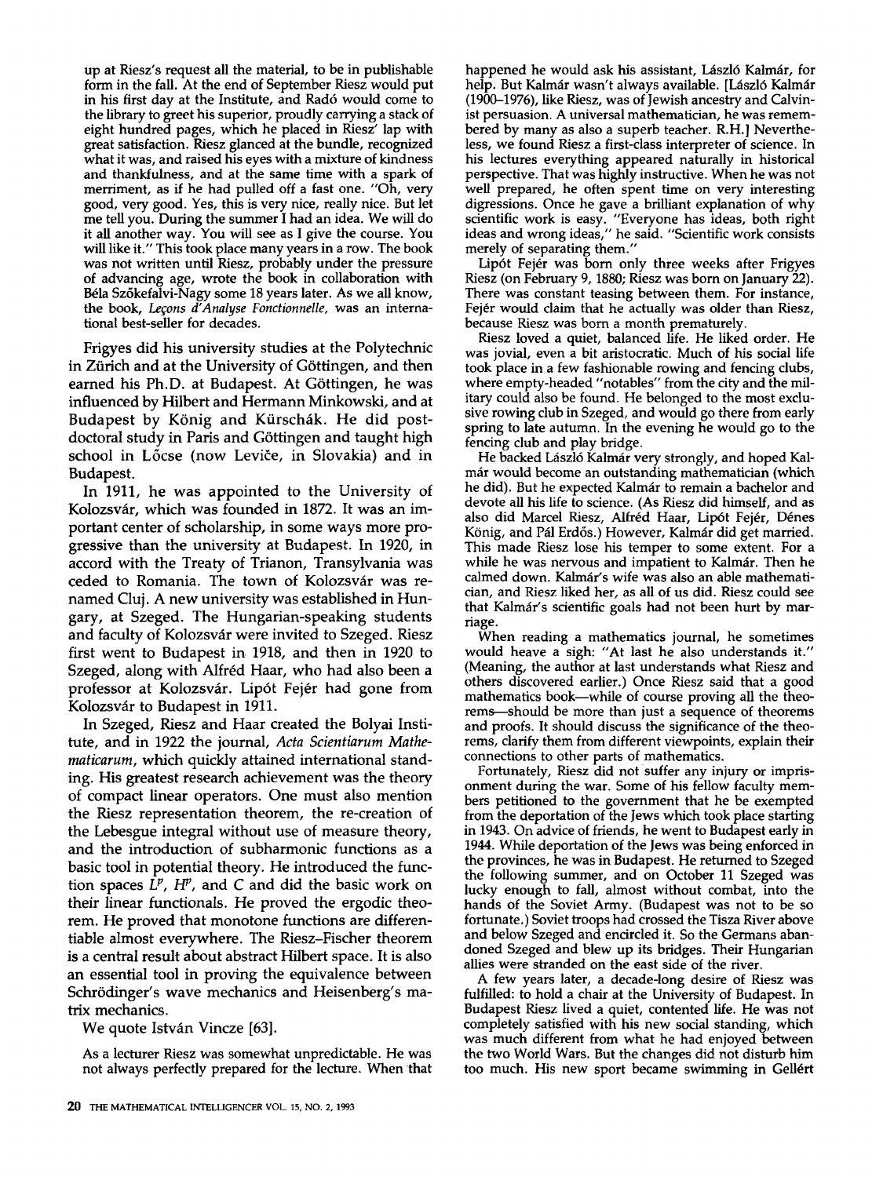up at Riesz's request all the material, to be in publishable form in the fall. At the end of September Riesz would put in his first day at the Institute, and Radó would come to the library to greet his superior, proudly carrying a stack of eight hundred pages, which he placed in Riesz' lap with great satisfaction. Riesz glanced at the bundle, recognized what it was, and raised his eyes with a mixture of kindness and thankfulness, and at the same time with a spark of merriment, as if he had pulled off a fast one. "Oh, very good, very good. Yes, this is very nice, really nice. But let me tell you. During the summer I had an idea. We will do it all another way. You will see as I give the course. You will like it." This took place many years in a row. The book was not written until Riesz, probably under the pressure of advancing age, wrote the book in collaboration with Béla Szőkefalvi-Nagy some 18 years later. As we all know, the book, *Leçons d'Analyse Fonctionnelle,* was an international best-seller for decades.

Frigyes did his university studies at the Polytechnic in Zürich and at the University of Göttingen, and then earned his Ph.D. at Budapest. At Göttingen, he was influenced by Hilbert and Hermann Minkowski, and at Budapest by König and Kürschák. He did postdoctoral study in Paris and Göttingen and taught high school in Lőcse (now Levice, in Slovakia) and in Budapest.

In 1911, he was appointed to the University of Kolozsvár, which was founded in 1872. It was an important center of scholarship, in some ways more progressive than the university at Budapest. In 1920, in accord with the Treaty of Trianon, Transylvania was ceded to Romania. The town of Kolozsvár was renamed Cluj. A new university was established in Hungary, at Szeged. The Hungarian-speaking students and faculty of Kolozsvár were invited to Szeged. Riesz first went to Budapest in 1918, and then in 1920 to Szeged, along with Alfréd Haar, who had also been a professor at Kolozsvár. Lipót Fejér had gone from Kolozsvár to Budapest in 1911.

In Szeged, Riesz and Haar created the Bolyai Institute, and in 1922 the journal, *Acta Scientiarum Mathematicarum,* which quickly attained international standing. His greatest research achievement was the theory of compact linear operators. One must also mention the Riesz representation theorem, the re-creation of the Lebesgue integral without use of measure theory, and the introduction of subharmonic functions as a basic tool in potential theory. He introduced the function spaces $L^p$, $H^p$, and C and did the basic work on their linear functionals. He proved the ergodic theorem. He proved that monotone functions are differentiable almost everywhere. The Riesz–Fischer theorem is a central result about abstract Hilbert space. It is also an essential tool in proving the equivalence between Schrödinger's wave mechanics and Heisenberg's matrix mechanics.

We quote István Vincze [63].

> As a lecturer Riesz was somewhat unpredictable. He was not always perfectly prepared for the lecture. When that happened he would ask his assistant, László Kalmár, for help. But Kalmár wasn't always available. [László Kalmár (1900–1976), like Riesz, was of Jewish ancestry and Calvinist persuasion. A universal mathematician, he was remembered by many as also a superb teacher. R.H.] Nevertheless, we found Riesz a first-class interpreter of science. In his lectures everything appeared naturally in historical perspective. That was highly instructive. When he was not well prepared, he often spent time on very interesting digressions. Once he gave a brilliant explanation of why scientific work is easy. "Everyone has ideas, both right ideas and wrong ideas," he said. "Scientific work consists merely of separating them."
>
> Lipót Fejér was born only three weeks after Frigyes Riesz (on February 9, 1880; Riesz was born on January 22). There was constant teasing between them. For instance, Fejér would claim that he actually was older than Riesz, because Riesz was born a month prematurely.
>
> Riesz loved a quiet, balanced life. He liked order. He was jovial, even a bit aristocratic. Much of his social life took place in a few fashionable rowing and fencing clubs, where empty-headed "notables" from the city and the military could also be found. He belonged to the most exclusive rowing club in Szeged, and would go there from early spring to late autumn. In the evening he would go to the fencing club and play bridge.
>
> He backed László Kalmár very strongly, and hoped Kalmár would become an outstanding mathematician (which he did). But he expected Kalmár to remain a bachelor and devote all his life to science. (As Riesz did himself, and as also did Marcel Riesz, Alfréd Haar, Lipót Fejér, Dénes König, and Pál Erdős.) However, Kalmár did get married. This made Riesz lose his temper to some extent. For a while he was nervous and impatient to Kalmár. Then he calmed down. Kalmár's wife was also an able mathematician, and Riesz liked her, as all of us did. Riesz could see that Kalmár's scientific goals had not been hurt by marriage.
>
> When reading a mathematics journal, he sometimes would heave a sigh: "At last he also understands it." (Meaning, the author at last understands what Riesz and others discovered earlier.) Once Riesz said that a good mathematics book—while of course proving all the theorems—should be more than just a sequence of theorems and proofs. It should discuss the significance of the theorems, clarify them from different viewpoints, explain their connections to other parts of mathematics.
>
> Fortunately, Riesz did not suffer any injury or imprisonment during the war. Some of his fellow faculty members petitioned to the government that he be exempted from the deportation of the Jews which took place starting in 1943. On advice of friends, he went to Budapest early in 1944. While deportation of the Jews was being enforced in the provinces, he was in Budapest. He returned to Szeged the following summer, and on October 11 Szeged was lucky enough to fall, almost without combat, into the hands of the Soviet Army. (Budapest was not to be so fortunate.) Soviet troops had crossed the Tisza River above and below Szeged and encircled it. So the Germans abandoned Szeged and blew up its bridges. Their Hungarian allies were stranded on the east side of the river.
>
> A few years later, a decade-long desire of Riesz was fulfilled: to hold a chair at the University of Budapest. In Budapest Riesz lived a quiet, contented life. He was not completely satisfied with his new social standing, which was much different from what he had enjoyed between the two World Wars. But the changes did not disturb him too much. His new sport became swimming in Gellért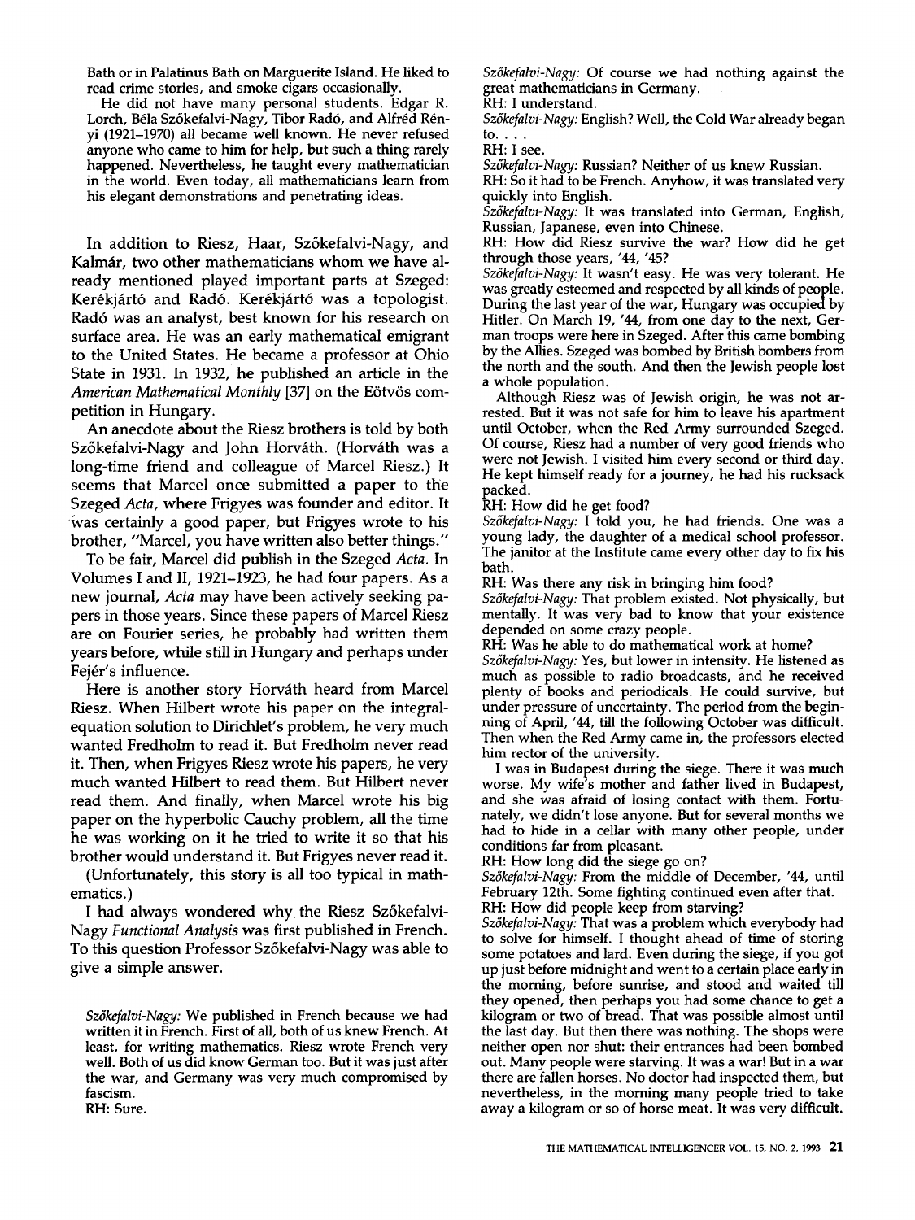Bath or in Palatinus Bath on Marguerite Island. He liked to read crime stories, and smoke cigars occasionally.

He did not have many personal students. Edgar R. Lorch, Béla Szőkefalvi-Nagy, Tibor Radó, and Alfréd Rényi (1921–1970) all became well known. He never refused anyone who came to him for help, but such a thing rarely happened. Nevertheless, he taught every mathematician in the world. Even today, all mathematicians learn from his elegant demonstrations and penetrating ideas.

In addition to Riesz, Haar, Szőkefalvi-Nagy, and Kalmár, two other mathematicians whom we have already mentioned played important parts at Szeged: Kerékjártó and Radó. Kerékjártó was a topologist. Radó was an analyst, best known for his research on surface area. He was an early mathematical emigrant to the United States. He became a professor at Ohio State in 1931. In 1932, he published an article in the *American Mathematical Monthly* [37] on the Eötvös competition in Hungary.

An anecdote about the Riesz brothers is told by both Szőkefalvi-Nagy and John Horváth. (Horváth was a long-time friend and colleague of Marcel Riesz.) It seems that Marcel once submitted a paper to the Szeged *Acta*, where Frigyes was founder and editor. It was certainly a good paper, but Frigyes wrote to his brother, "Marcel, you have written also better things."

To be fair, Marcel did publish in the Szeged *Acta*. In Volumes I and II, 1921–1923, he had four papers. As a new journal, *Acta* may have been actively seeking papers in those years. Since these papers of Marcel Riesz are on Fourier series, he probably had written them years before, while still in Hungary and perhaps under Fejér's influence.

Here is another story Horváth heard from Marcel Riesz. When Hilbert wrote his paper on the integral-equation solution to Dirichlet's problem, he very much wanted Fredholm to read it. But Fredholm never read it. Then, when Frigyes Riesz wrote his papers, he very much wanted Hilbert to read them. But Hilbert never read them. And finally, when Marcel wrote his big paper on the hyperbolic Cauchy problem, all the time he was working on it he tried to write it so that his brother would understand it. But Frigyes never read it.

(Unfortunately, this story is all too typical in mathematics.)

I had always wondered why the Riesz–Szőkefalvi-Nagy *Functional Analysis* was first published in French. To this question Professor Szőkefalvi-Nagy was able to give a simple answer.

*Szőkefalvi-Nagy:* We published in French because we had written it in French. First of all, both of us knew French. At least, for writing mathematics. Riesz wrote French very well. Both of us did know German too. But it was just after the war, and Germany was very much compromised by fascism.

RH: Sure.

*Szőkefalvi-Nagy:* Of course we had nothing against the great mathematicians in Germany.

RH: I understand.

*Szőkefalvi-Nagy:* English? Well, the Cold War already began to. . . .

RH: I see.

*Szőkefalvi-Nagy:* Russian? Neither of us knew Russian.

RH: So it had to be French. Anyhow, it was translated very quickly into English.

*Szőkefalvi-Nagy:* It was translated into German, English, Russian, Japanese, even into Chinese.

RH: How did Riesz survive the war? How did he get through those years, '44, '45?

*Szőkefalvi-Nagy:* It wasn't easy. He was very tolerant. He was greatly esteemed and respected by all kinds of people. During the last year of the war, Hungary was occupied by Hitler. On March 19, '44, from one day to the next, German troops were here in Szeged. After this came bombing by the Allies. Szeged was bombed by British bombers from the north and the south. And then the Jewish people lost a whole population.

Although Riesz was of Jewish origin, he was not arrested. But it was not safe for him to leave his apartment until October, when the Red Army surrounded Szeged. Of course, Riesz had a number of very good friends who were not Jewish. I visited him every second or third day. He kept himself ready for a journey, he had his rucksack packed.

RH: How did he get food?

*Szőkefalvi-Nagy:* I told you, he had friends. One was a young lady, the daughter of a medical school professor. The janitor at the Institute came every other day to fix his bath.

RH: Was there any risk in bringing him food?

*Szőkefalvi-Nagy:* That problem existed. Not physically, but mentally. It was very bad to know that your existence depended on some crazy people.

RH: Was he able to do mathematical work at home?

*Szőkefalvi-Nagy:* Yes, but lower in intensity. He listened as much as possible to radio broadcasts, and he received plenty of books and periodicals. He could survive, but under pressure of uncertainty. The period from the beginning of April, '44, till the following October was difficult. Then when the Red Army came in, the professors elected him rector of the university.

I was in Budapest during the siege. There it was much worse. My wife's mother and father lived in Budapest, and she was afraid of losing contact with them. Fortunately, we didn't lose anyone. But for several months we had to hide in a cellar with many other people, under conditions far from pleasant.

RH: How long did the siege go on?

*Szőkefalvi-Nagy:* From the middle of December, '44, until February 12th. Some fighting continued even after that.

RH: How did people keep from starving?

*Szőkefalvi-Nagy:* That was a problem which everybody had to solve for himself. I thought ahead of time of storing some potatoes and lard. Even during the siege, if you got up just before midnight and went to a certain place early in the morning, before sunrise, and stood and waited till they opened, then perhaps you had some chance to get a kilogram or two of bread. That was possible almost until the last day. But then there was nothing. The shops were neither open nor shut: their entrances had been bombed out. Many people were starving. It was a war! But in a war there are fallen horses. No doctor had inspected them, but nevertheless, in the morning many people tried to take away a kilogram or so of horse meat. It was very difficult.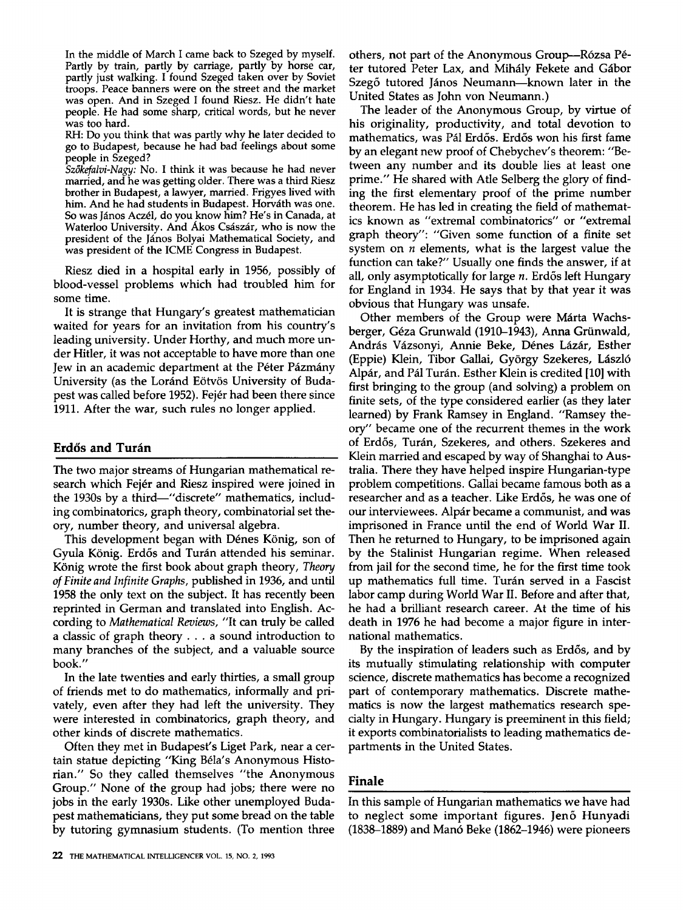In the middle of March I came back to Szeged by myself. Partly by train, partly by carriage, partly by horse car, partly just walking. I found Szeged taken over by Soviet troops. Peace banners were on the street and the market was open. And in Szeged I found Riesz. He didn't hate people. He had some sharp, critical words, but he never was too hard.

RH: Do you think that was partly why he later decided to go to Budapest, because he had bad feelings about some people in Szeged?

*Szőkefalvi-Nagy:* No. I think it was because he had never married, and he was getting older. There was a third Riesz brother in Budapest, a lawyer, married. Frigyes lived with him. And he had students in Budapest. Horváth was one. So was János Aczél, do you know him? He's in Canada, at Waterloo University. And Ákos Császár, who is now the president of the János Bolyai Mathematical Society, and was president of the ICME Congress in Budapest.

Riesz died in a hospital early in 1956, possibly of blood-vessel problems which had troubled him for some time.

It is strange that Hungary's greatest mathematician waited for years for an invitation from his country's leading university. Under Horthy, and much more under Hitler, it was not acceptable to have more than one Jew in an academic department at the Péter Pázmány University (as the Loránd Eötvös University of Budapest was called before 1952). Fejér had been there since 1911. After the war, such rules no longer applied.

## Erdős and Turán

The two major streams of Hungarian mathematical research which Fejér and Riesz inspired were joined in the 1930s by a third—"discrete" mathematics, including combinatorics, graph theory, combinatorial set theory, number theory, and universal algebra.

This development began with Dénes König, son of Gyula König. Erdős and Turán attended his seminar. König wrote the first book about graph theory, *Theory of Finite and Infinite Graphs*, published in 1936, and until 1958 the only text on the subject. It has recently been reprinted in German and translated into English. According to *Mathematical Reviews*, "It can truly be called a classic of graph theory . . . a sound introduction to many branches of the subject, and a valuable source book."

In the late twenties and early thirties, a small group of friends met to do mathematics, informally and privately, even after they had left the university. They were interested in combinatorics, graph theory, and other kinds of discrete mathematics.

Often they met in Budapest's Liget Park, near a certain statue depicting "King Béla's Anonymous Historian." So they called themselves "the Anonymous Group." None of the group had jobs; there were no jobs in the early 1930s. Like other unemployed Budapest mathematicians, they put some bread on the table by tutoring gymnasium students. (To mention three others, not part of the Anonymous Group—Rózsa Péter tutored Peter Lax, and Mihály Fekete and Gábor Szegő tutored János Neumann—known later in the United States as John von Neumann.)

The leader of the Anonymous Group, by virtue of his originality, productivity, and total devotion to mathematics, was Pál Erdős. Erdős won his first fame by an elegant new proof of Chebychev's theorem: "Between any number and its double lies at least one prime." He shared with Atle Selberg the glory of finding the first elementary proof of the prime number theorem. He has led in creating the field of mathematics known as "extremal combinatorics" or "extremal graph theory": "Given some function of a finite set system on $n$ elements, what is the largest value the function can take?" Usually one finds the answer, if at all, only asymptotically for large $n$. Erdős left Hungary for England in 1934. He says that by that year it was obvious that Hungary was unsafe.

Other members of the Group were Márta Wachsberger, Géza Grunwald (1910–1943), Anna Grünwald, András Vázsonyi, Annie Beke, Dénes Lázár, Esther (Eppie) Klein, Tibor Gallai, György Szekeres, László Alpár, and Pál Turán. Esther Klein is credited [10] with first bringing to the group (and solving) a problem on finite sets, of the type considered earlier (as they later learned) by Frank Ramsey in England. "Ramsey theory" became one of the recurrent themes in the work of Erdős, Turán, Szekeres, and others. Szekeres and Klein married and escaped by way of Shanghai to Australia. There they have helped inspire Hungarian-type problem competitions. Gallai became famous both as a researcher and as a teacher. Like Erdős, he was one of our interviewees. Alpár became a communist, and was imprisoned in France until the end of World War II. Then he returned to Hungary, to be imprisoned again by the Stalinist Hungarian regime. When released from jail for the second time, he for the first time took up mathematics full time. Turán served in a Fascist labor camp during World War II. Before and after that, he had a brilliant research career. At the time of his death in 1976 he had become a major figure in international mathematics.

By the inspiration of leaders such as Erdős, and by its mutually stimulating relationship with computer science, discrete mathematics has become a recognized part of contemporary mathematics. Discrete mathematics is now the largest mathematics research specialty in Hungary. Hungary is preeminent in this field; it exports combinatorialists to leading mathematics departments in the United States.

## Finale

In this sample of Hungarian mathematics we have had to neglect some important figures. Jenő Hunyadi (1838–1889) and Manó Beke (1862–1946) were pioneers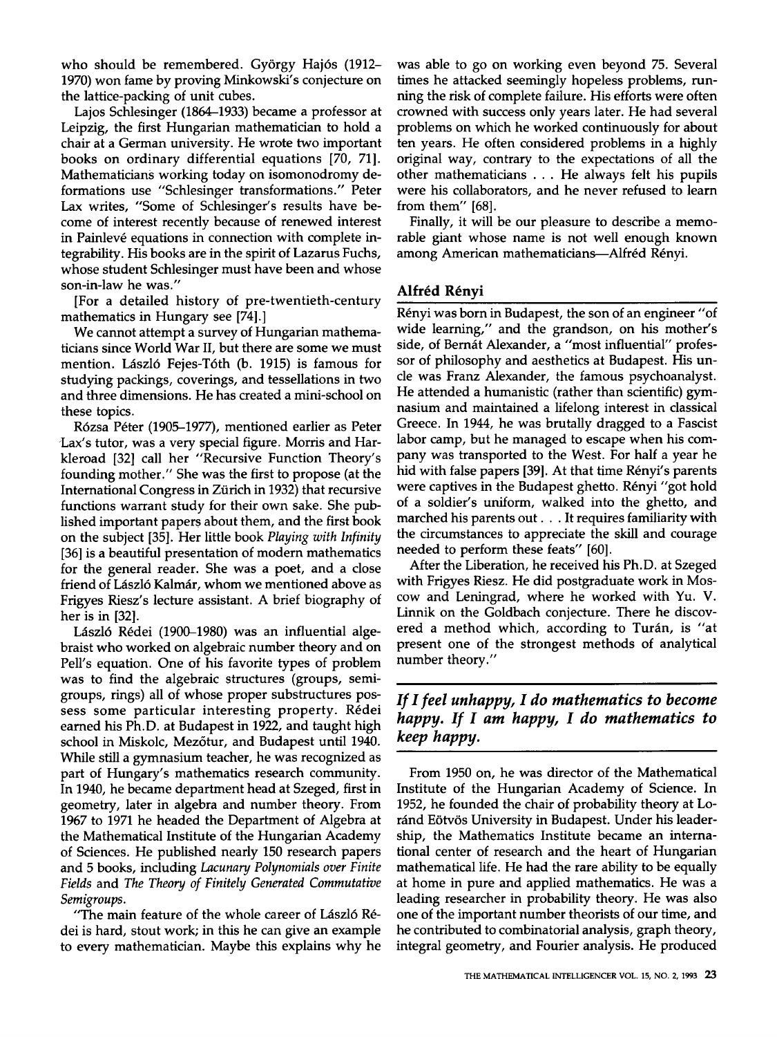who should be remembered. György Hajós (1912–1970) won fame by proving Minkowski's conjecture on the lattice-packing of unit cubes.

Lajos Schlesinger (1864–1933) became a professor at Leipzig, the first Hungarian mathematician to hold a chair at a German university. He wrote two important books on ordinary differential equations [70, 71]. Mathematicians working today on isomonodromy deformations use "Schlesinger transformations." Peter Lax writes, "Some of Schlesinger's results have become of interest recently because of renewed interest in Painlevé equations in connection with complete integrability. His books are in the spirit of Lazarus Fuchs, whose student Schlesinger must have been and whose son-in-law he was."

[For a detailed history of pre-twentieth-century mathematics in Hungary see [74].]

We cannot attempt a survey of Hungarian mathematicians since World War II, but there are some we must mention. László Fejes-Tóth (b. 1915) is famous for studying packings, coverings, and tessellations in two and three dimensions. He has created a mini-school on these topics.

Rózsa Péter (1905–1977), mentioned earlier as Peter Lax's tutor, was a very special figure. Morris and Harkleroad [32] call her "Recursive Function Theory's founding mother." She was the first to propose (at the International Congress in Zürich in 1932) that recursive functions warrant study for their own sake. She published important papers about them, and the first book on the subject [35]. Her little book *Playing with Infinity* [36] is a beautiful presentation of modern mathematics for the general reader. She was a poet, and a close friend of László Kalmár, whom we mentioned above as Frigyes Riesz's lecture assistant. A brief biography of her is in [32].

László Rédei (1900–1980) was an influential algebraist who worked on algebraic number theory and on Pell's equation. One of his favorite types of problem was to find the algebraic structures (groups, semigroups, rings) all of whose proper substructures possess some particular interesting property. Rédei earned his Ph.D. at Budapest in 1922, and taught high school in Miskolc, Mezőtur, and Budapest until 1940. While still a gymnasium teacher, he was recognized as part of Hungary's mathematics research community. In 1940, he became department head at Szeged, first in geometry, later in algebra and number theory. From 1967 to 1971 he headed the Department of Algebra at the Mathematical Institute of the Hungarian Academy of Sciences. He published nearly 150 research papers and 5 books, including *Lacunary Polynomials over Finite Fields* and *The Theory of Finitely Generated Commutative Semigroups*.

"The main feature of the whole career of László Rédei is hard, stout work; in this he can give an example to every mathematician. Maybe this explains why he was able to go on working even beyond 75. Several times he attacked seemingly hopeless problems, running the risk of complete failure. His efforts were often crowned with success only years later. He had several problems on which he worked continuously for about ten years. He often considered problems in a highly original way, contrary to the expectations of all the other mathematicians . . . He always felt his pupils were his collaborators, and he never refused to learn from them" [68].

Finally, it will be our pleasure to describe a memorable giant whose name is not well enough known among American mathematicians—Alfréd Rényi.

## Alfréd Rényi

Rényi was born in Budapest, the son of an engineer "of wide learning," and the grandson, on his mother's side, of Bernát Alexander, a "most influential" professor of philosophy and aesthetics at Budapest. His uncle was Franz Alexander, the famous psychoanalyst. He attended a humanistic (rather than scientific) gymnasium and maintained a lifelong interest in classical Greece. In 1944, he was brutally dragged to a Fascist labor camp, but he managed to escape when his company was transported to the West. For half a year he hid with false papers [39]. At that time Rényi's parents were captives in the Budapest ghetto. Rényi "got hold of a soldier's uniform, walked into the ghetto, and marched his parents out . . . It requires familiarity with the circumstances to appreciate the skill and courage needed to perform these feats" [60].

After the Liberation, he received his Ph.D. at Szeged with Frigyes Riesz. He did postgraduate work in Moscow and Leningrad, where he worked with Yu. V. Linnik on the Goldbach conjecture. There he discovered a method which, according to Turán, is "at present one of the strongest methods of analytical number theory."

***If I feel unhappy, I do mathematics to become happy. If I am happy, I do mathematics to keep happy.***

From 1950 on, he was director of the Mathematical Institute of the Hungarian Academy of Science. In 1952, he founded the chair of probability theory at Loránd Eötvös University in Budapest. Under his leadership, the Mathematics Institute became an international center of research and the heart of Hungarian mathematical life. He had the rare ability to be equally at home in pure and applied mathematics. He was a leading researcher in probability theory. He was also one of the important number theorists of our time, and he contributed to combinatorial analysis, graph theory, integral geometry, and Fourier analysis. He produced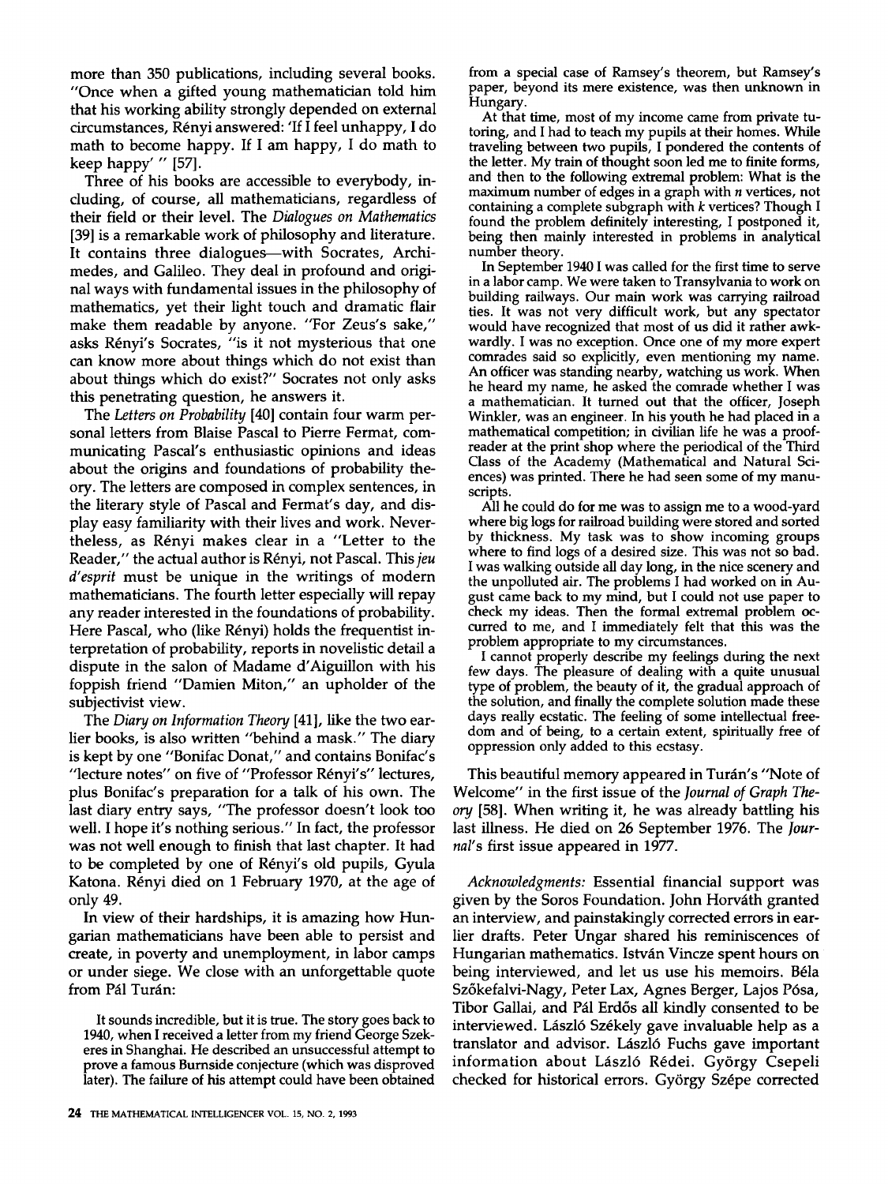more than 350 publications, including several books. "Once when a gifted young mathematician told him that his working ability strongly depended on external circumstances, Rényi answered: 'If I feel unhappy, I do math to become happy. If I am happy, I do math to keep happy' " [57].

Three of his books are accessible to everybody, including, of course, all mathematicians, regardless of their field or their level. The *Dialogues on Mathematics* [39] is a remarkable work of philosophy and literature. It contains three dialogues—with Socrates, Archimedes, and Galileo. They deal in profound and original ways with fundamental issues in the philosophy of mathematics, yet their light touch and dramatic flair make them readable by anyone. "For Zeus's sake," asks Rényi's Socrates, "is it not mysterious that one can know more about things which do not exist than about things which do exist?" Socrates not only asks this penetrating question, he answers it.

The *Letters on Probability* [40] contain four warm personal letters from Blaise Pascal to Pierre Fermat, communicating Pascal's enthusiastic opinions and ideas about the origins and foundations of probability theory. The letters are composed in complex sentences, in the literary style of Pascal and Fermat's day, and display easy familiarity with their lives and work. Nevertheless, as Rényi makes clear in a "Letter to the Reader," the actual author is Rényi, not Pascal. This *jeu d'esprit* must be unique in the writings of modern mathematicians. The fourth letter especially will repay any reader interested in the foundations of probability. Here Pascal, who (like Rényi) holds the frequentist interpretation of probability, reports in novelistic detail a dispute in the salon of Madame d'Aiguillon with his foppish friend "Damien Miton," an upholder of the subjectivist view.

The *Diary on Information Theory* [41], like the two earlier books, is also written "behind a mask." The diary is kept by one "Bonifac Donat," and contains Bonifac's "lecture notes" on five of "Professor Rényi's" lectures, plus Bonifac's preparation for a talk of his own. The last diary entry says, "The professor doesn't look too well. I hope it's nothing serious." In fact, the professor was not well enough to finish that last chapter. It had to be completed by one of Rényi's old pupils, Gyula Katona. Rényi died on 1 February 1970, at the age of only 49.

In view of their hardships, it is amazing how Hungarian mathematicians have been able to persist and create, in poverty and unemployment, in labor camps or under siege. We close with an unforgettable quote from Pál Turán:

> It sounds incredible, but it is true. The story goes back to 1940, when I received a letter from my friend George Szekeres in Shanghai. He described an unsuccessful attempt to prove a famous Burnside conjecture (which was disproved later). The failure of his attempt could have been obtained from a special case of Ramsey's theorem, but Ramsey's paper, beyond its mere existence, was then unknown in Hungary.
>
> At that time, most of my income came from private tutoring, and I had to teach my pupils at their homes. While traveling between two pupils, I pondered the contents of the letter. My train of thought soon led me to finite forms, and then to the following extremal problem: What is the maximum number of edges in a graph with $n$ vertices, not containing a complete subgraph with $k$ vertices? Though I found the problem definitely interesting, I postponed it, being then mainly interested in problems in analytical number theory.
>
> In September 1940 I was called for the first time to serve in a labor camp. We were taken to Transylvania to work on building railways. Our main work was carrying railroad ties. It was not very difficult work, but any spectator would have recognized that most of us did it rather awkwardly. I was no exception. Once one of my more expert comrades said so explicitly, even mentioning my name. An officer was standing nearby, watching us work. When he heard my name, he asked the comrade whether I was a mathematician. It turned out that the officer, Joseph Winkler, was an engineer. In his youth he had placed in a mathematical competition; in civilian life he was a proofreader at the print shop where the periodical of the Third Class of the Academy (Mathematical and Natural Sciences) was printed. There he had seen some of my manuscripts.
>
> All he could do for me was to assign me to a wood-yard where big logs for railroad building were stored and sorted by thickness. My task was to show incoming groups where to find logs of a desired size. This was not so bad. I was walking outside all day long, in the nice scenery and the unpolluted air. The problems I had worked on in August came back to my mind, but I could not use paper to check my ideas. Then the formal extremal problem occurred to me, and I immediately felt that this was the problem appropriate to my circumstances.
>
> I cannot properly describe my feelings during the next few days. The pleasure of dealing with a quite unusual type of problem, the beauty of it, the gradual approach of the solution, and finally the complete solution made these days really ecstatic. The feeling of some intellectual freedom and of being, to a certain extent, spiritually free of oppression only added to this ecstasy.

This beautiful memory appeared in Turán's "Note of Welcome" in the first issue of the *Journal of Graph Theory* [58]. When writing it, he was already battling his last illness. He died on 26 September 1976. The *Journal*'s first issue appeared in 1977.

*Acknowledgments:* Essential financial support was given by the Soros Foundation. John Horváth granted an interview, and painstakingly corrected errors in earlier drafts. Peter Ungar shared his reminiscences of Hungarian mathematics. István Vincze spent hours on being interviewed, and let us use his memoirs. Béla Szőkefalvi-Nagy, Peter Lax, Agnes Berger, Lajos Pósa, Tibor Gallai, and Pál Erdős all kindly consented to be interviewed. László Székely gave invaluable help as a translator and advisor. László Fuchs gave important information about László Rédei. György Csepeli checked for historical errors. György Szépe corrected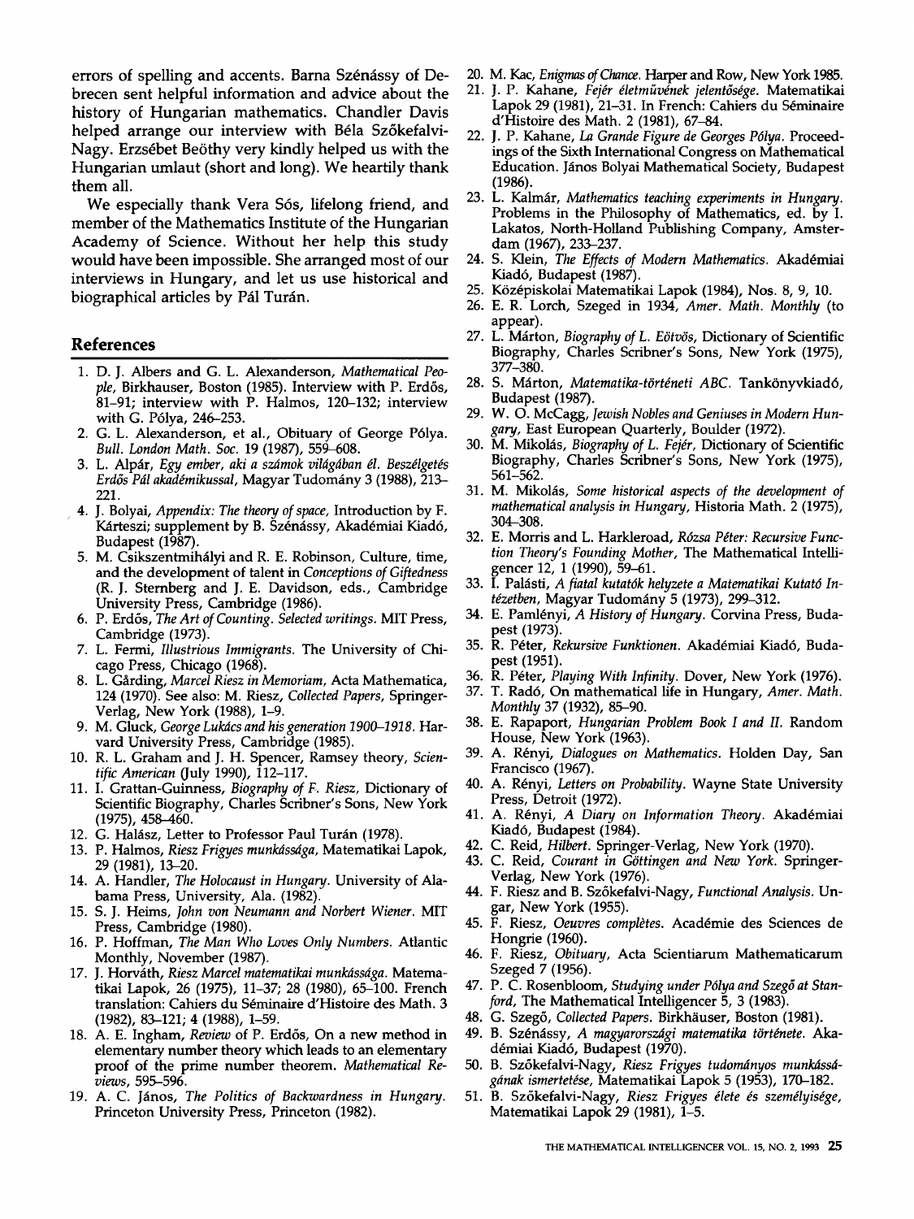errors of spelling and accents. Barna Szénássy of Debrecen sent helpful information and advice about the history of Hungarian mathematics. Chandler Davis helped arrange our interview with Béla Szőkefalvi-Nagy. Erzsébet Beöthy very kindly helped us with the Hungarian umlaut (short and long). We heartily thank them all.

We especially thank Vera Sós, lifelong friend, and member of the Mathematics Institute of the Hungarian Academy of Science. Without her help this study would have been impossible. She arranged most of our interviews in Hungary, and let us use historical and biographical articles by Pál Turán.

## References

1. D. J. Albers and G. L. Alexanderson, *Mathematical People*, Birkhauser, Boston (1985). Interview with P. Erdős, 81–91; interview with P. Halmos, 120–132; interview with G. Pólya, 246–253.
2. G. L. Alexanderson, et al., Obituary of George Pólya. *Bull. London Math. Soc.* 19 (1987), 559–608.
3. L. Alpár, *Egy ember, aki a számok világában él. Beszélgetés Erdős Pál akadémikussal*, Magyar Tudomány 3 (1988), 213–221.
4. J. Bolyai, *Appendix: The theory of space*, Introduction by F. Kárteszi; supplement by B. Szénássy, Akadémiai Kiadó, Budapest (1987).
5. M. Csikszentmihályi and R. E. Robinson, Culture, time, and the development of talent in *Conceptions of Giftedness* (R. J. Sternberg and J. E. Davidson, eds., Cambridge University Press, Cambridge (1986).
6. P. Erdős, *The Art of Counting. Selected writings.* MIT Press, Cambridge (1973).
7. L. Fermi, *Illustrious Immigrants.* The University of Chicago Press, Chicago (1968).
8. L. Gårding, *Marcel Riesz in Memoriam*, Acta Mathematica, 124 (1970). See also: M. Riesz, *Collected Papers*, Springer-Verlag, New York (1988), 1–9.
9. M. Gluck, *George Lukács and his generation 1900–1918.* Harvard University Press, Cambridge (1985).
10. R. L. Graham and J. H. Spencer, Ramsey theory, *Scientific American* (July 1990), 112–117.
11. I. Grattan-Guinness, *Biography of F. Riesz*, Dictionary of Scientific Biography, Charles Scribner's Sons, New York (1975), 458–460.
12. G. Halász, Letter to Professor Paul Turán (1978).
13. P. Halmos, *Riesz Frigyes munkássága*, Matematikai Lapok, 29 (1981), 13–20.
14. A. Handler, *The Holocaust in Hungary.* University of Alabama Press, University, Ala. (1982).
15. S. J. Heims, *John von Neumann and Norbert Wiener.* MIT Press, Cambridge (1980).
16. P. Hoffman, *The Man Who Loves Only Numbers.* Atlantic Monthly, November (1987).
17. J. Horváth, *Riesz Marcel matematikai munkássága.* Matematikai Lapok, 26 (1975), 11–37; 28 (1980), 65–100. French translation: Cahiers du Séminaire d'Histoire des Math. 3 (1982), 83–121; 4 (1988), 1–59.
18. A. E. Ingham, *Review* of P. Erdős, On a new method in elementary number theory which leads to an elementary proof of the prime number theorem. *Mathematical Reviews*, 595–596.
19. A. C. János, *The Politics of Backwardness in Hungary.* Princeton University Press, Princeton (1982).
20. M. Kac, *Enigmas of Chance.* Harper and Row, New York 1985.
21. J. P. Kahane, *Fejér életművének jelentősége.* Matematikai Lapok 29 (1981), 21–31. In French: Cahiers du Séminaire d'Histoire des Math. 2 (1981), 67–84.
22. J. P. Kahane, *La Grande Figure de Georges Pólya.* Proceedings of the Sixth International Congress on Mathematical Education. János Bolyai Mathematical Society, Budapest (1986).
23. L. Kalmár, *Mathematics teaching experiments in Hungary.* Problems in the Philosophy of Mathematics, ed. by I. Lakatos, North-Holland Publishing Company, Amsterdam (1967), 233–237.
24. S. Klein, *The Effects of Modern Mathematics.* Akadémiai Kiadó, Budapest (1987).
25. Középiskolai Matematikai Lapok (1984), Nos. 8, 9, 10.
26. E. R. Lorch, Szeged in 1934, *Amer. Math. Monthly* (to appear).
27. L. Márton, *Biography of L. Eötvös*, Dictionary of Scientific Biography, Charles Scribner's Sons, New York (1975), 377–380.
28. S. Márton, *Matematika-történeti ABC.* Tankönyvkiadó, Budapest (1987).
29. W. O. McCagg, *Jewish Nobles and Geniuses in Modern Hungary*, East European Quarterly, Boulder (1972).
30. M. Mikolás, *Biography of L. Fejér*, Dictionary of Scientific Biography, Charles Scribner's Sons, New York (1975), 561–562.
31. M. Mikolás, *Some historical aspects of the development of mathematical analysis in Hungary*, Historia Math. 2 (1975), 304–308.
32. E. Morris and L. Harkleroad, *Rózsa Péter: Recursive Function Theory's Founding Mother*, The Mathematical Intelligencer 12, 1 (1990), 59–61.
33. I. Palásti, *A fiatal kutatók helyzete a Matematikai Kutató Intézetben*, Magyar Tudomány 5 (1973), 299–312.
34. E. Pamlényi, *A History of Hungary.* Corvina Press, Budapest (1973).
35. R. Péter, *Rekursive Funktionen.* Akadémiai Kiadó, Budapest (1951).
36. R. Péter, *Playing With Infinity.* Dover, New York (1976).
37. T. Radó, On mathematical life in Hungary, *Amer. Math. Monthly* 37 (1932), 85–90.
38. E. Rapaport, *Hungarian Problem Book I and II.* Random House, New York (1963).
39. A. Rényi, *Dialogues on Mathematics.* Holden Day, San Francisco (1967).
40. A. Rényi, *Letters on Probability.* Wayne State University Press, Detroit (1972).
41. A. Rényi, *A Diary on Information Theory.* Akadémiai Kiadó, Budapest (1984).
42. C. Reid, *Hilbert.* Springer-Verlag, New York (1970).
43. C. Reid, *Courant in Göttingen and New York.* Springer-Verlag, New York (1976).
44. F. Riesz and B. Szőkefalvi-Nagy, *Functional Analysis.* Ungar, New York (1955).
45. F. Riesz, *Oeuvres complètes.* Académie des Sciences de Hongrie (1960).
46. F. Riesz, *Obituary*, Acta Scientiarum Mathematicarum Szeged 7 (1956).
47. P. C. Rosenbloom, *Studying under Pólya and Szegő at Stanford*, The Mathematical Intelligencer 5, 3 (1983).
48. G. Szegő, *Collected Papers.* Birkhäuser, Boston (1981).
49. B. Szénássy, *A magyarországi matematika története.* Akadémiai Kiadó, Budapest (1970).
50. B. Szőkefalvi-Nagy, *Riesz Frigyes tudományos munkásságának ismertetése*, Matematikai Lapok 5 (1953), 170–182.
51. B. Szőkefalvi-Nagy, *Riesz Frigyes élete és személyisége*, Matematikai Lapok 29 (1981), 1–5.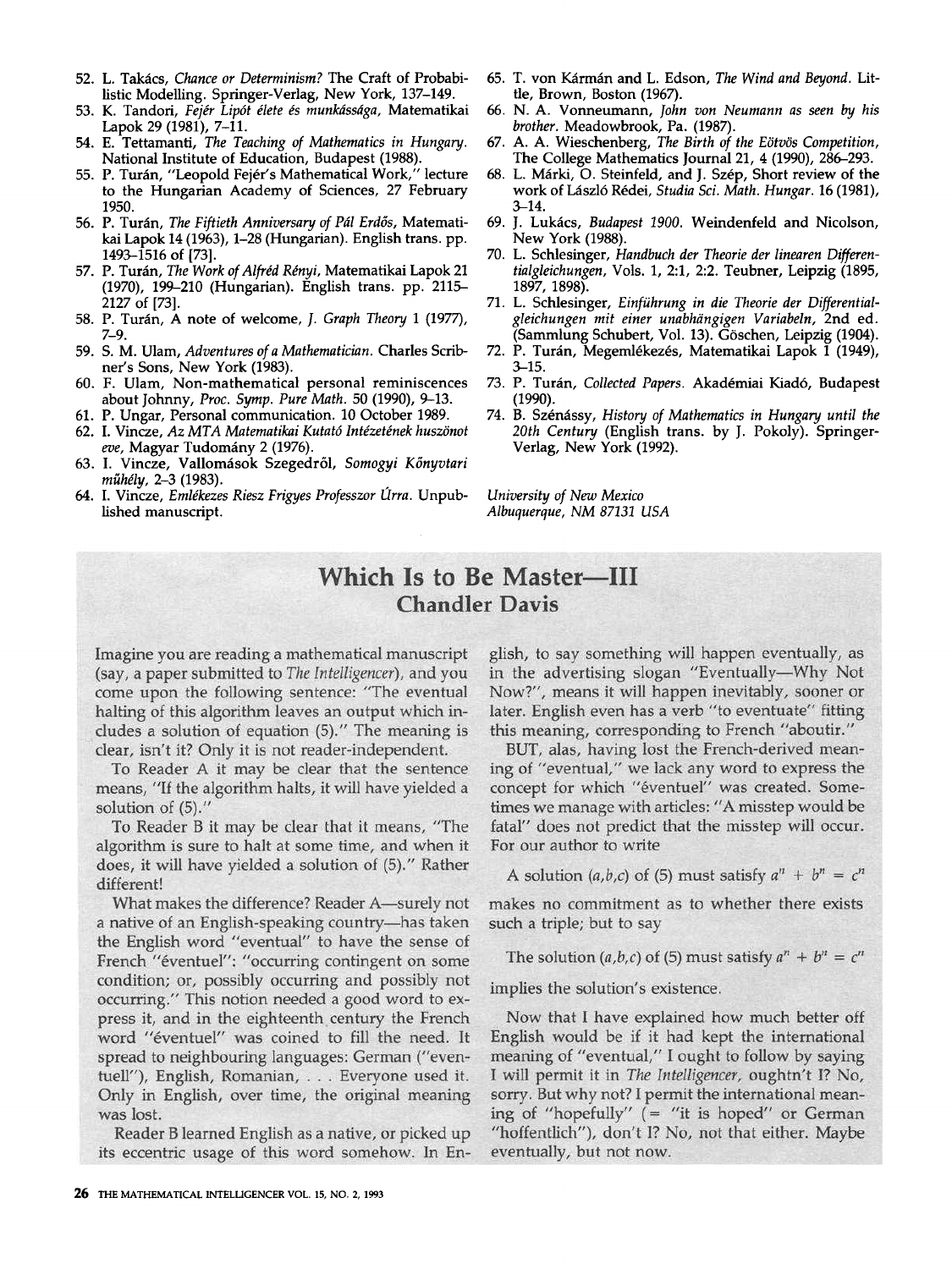52. L. Takács, *Chance or Determinism?* The Craft of Probabilistic Modelling. Springer-Verlag, New York, 137–149.
53. K. Tandori, *Fejér Lipót élete és munkássága*, Matematikai Lapok 29 (1981), 7–11.
54. E. Tettamanti, *The Teaching of Mathematics in Hungary*. National Institute of Education, Budapest (1988).
55. P. Turán, "Leopold Fejér's Mathematical Work," lecture to the Hungarian Academy of Sciences, 27 February 1950.
56. P. Turán, *The Fiftieth Anniversary of Pál Erdős*, Matematikai Lapok 14 (1963), 1–28 (Hungarian). English trans. pp. 1493–1516 of [73].
57. P. Turán, *The Work of Alfréd Rényi*, Matematikai Lapok 21 (1970), 199–210 (Hungarian). English trans. pp. 2115–2127 of [73].
58. P. Turán, A note of welcome, *J. Graph Theory* 1 (1977), 7–9.
59. S. M. Ulam, *Adventures of a Mathematician*. Charles Scribner's Sons, New York (1983).
60. F. Ulam, Non-mathematical personal reminiscences about Johnny, *Proc. Symp. Pure Math.* 50 (1990), 9–13.
61. P. Ungar, Personal communication. 10 October 1989.
62. I. Vincze, *Az MTA Matematikai Kutató Intézetének huszönot eve*, Magyar Tudomány 2 (1976).
63. I. Vincze, Vallomások Szegedről, *Somogyi Kőnyvtari műhély*, 2–3 (1983).
64. I. Vincze, *Emlékezes Riesz Frigyes Professzor Úrra*. Unpublished manuscript.
65. T. von Kármán and L. Edson, *The Wind and Beyond*. Little, Brown, Boston (1967).
66. N. A. Vonneumann, *John von Neumann as seen by his brother*. Meadowbrook, Pa. (1987).
67. A. A. Wieschenberg, *The Birth of the Eötvös Competition*, The College Mathematics Journal 21, 4 (1990), 286–293.
68. L. Márki, O. Steinfeld, and J. Szép, Short review of the work of László Rédei, *Studia Sci. Math. Hungar.* 16 (1981), 3–14.
69. J. Lukács, *Budapest 1900*. Weindenfeld and Nicolson, New York (1988).
70. L. Schlesinger, *Handbuch der Theorie der linearen Differentialgleichungen*, Vols. 1, 2:1, 2:2. Teubner, Leipzig (1895, 1897, 1898).
71. L. Schlesinger, *Einführung in die Theorie der Differentialgleichungen mit einer unabhängigen Variabeln*, 2nd ed. (Sammlung Schubert, Vol. 13). Göschen, Leipzig (1904).
72. P. Turán, Megemlékezés, Matematikai Lapok 1 (1949), 3–15.
73. P. Turán, *Collected Papers*. Akadémiai Kiadó, Budapest (1990).
74. B. Szénássy, *History of Mathematics in Hungary until the 20th Century* (English trans. by J. Pokoly). Springer-Verlag, New York (1992).

*University of New Mexico*
*Albuquerque, NM 87131 USA*

# Which Is to Be Master—III

## Chandler Davis

Imagine you are reading a mathematical manuscript (say, a paper submitted to *The Intelligencer*), and you come upon the following sentence: "The eventual halting of this algorithm leaves an output which includes a solution of equation (5)." The meaning is clear, isn't it? Only it is not reader-independent.

To Reader A it may be clear that the sentence means, "If the algorithm halts, it will have yielded a solution of (5)."

To Reader B it may be clear that it means, "The algorithm is sure to halt at some time, and when it does, it will have yielded a solution of (5)." Rather different!

What makes the difference? Reader A—surely not a native of an English-speaking country—has taken the English word "eventual" to have the sense of French "éventuel": "occurring contingent on some condition; or, possibly occurring and possibly not occurring." This notion needed a good word to express it, and in the eighteenth century the French word "éventuel" was coined to fill the need. It spread to neighbouring languages: German ("eventuell"), English, Romanian, . . . Everyone used it. Only in English, over time, the original meaning was lost.

Reader B learned English as a native, or picked up its eccentric usage of this word somehow. In English, to say something will happen eventually, as in the advertising slogan "Eventually—Why Not Now?", means it will happen inevitably, sooner or later. English even has a verb "to eventuate" fitting this meaning, corresponding to French "aboutir."

BUT, alas, having lost the French-derived meaning of "eventual," we lack any word to express the concept for which "éventuel" was created. Sometimes we manage with articles: "A misstep would be fatal" does not predict that the misstep will occur. For our author to write

A solution $(a,b,c)$ of (5) must satisfy $a^n + b^n = c^n$

makes no commitment as to whether there exists such a triple; but to say

The solution $(a,b,c)$ of (5) must satisfy $a^n + b^n = c^n$

implies the solution's existence.

Now that I have explained how much better off English would be if it had kept the international meaning of "eventual," I ought to follow by saying I will permit it in *The Intelligencer*, oughtn't I? No, sorry. But why not? I permit the international meaning of "hopefully" (= "it is hoped" or German "hoffentlich"), don't I? No, not that either. Maybe eventually, but not now.